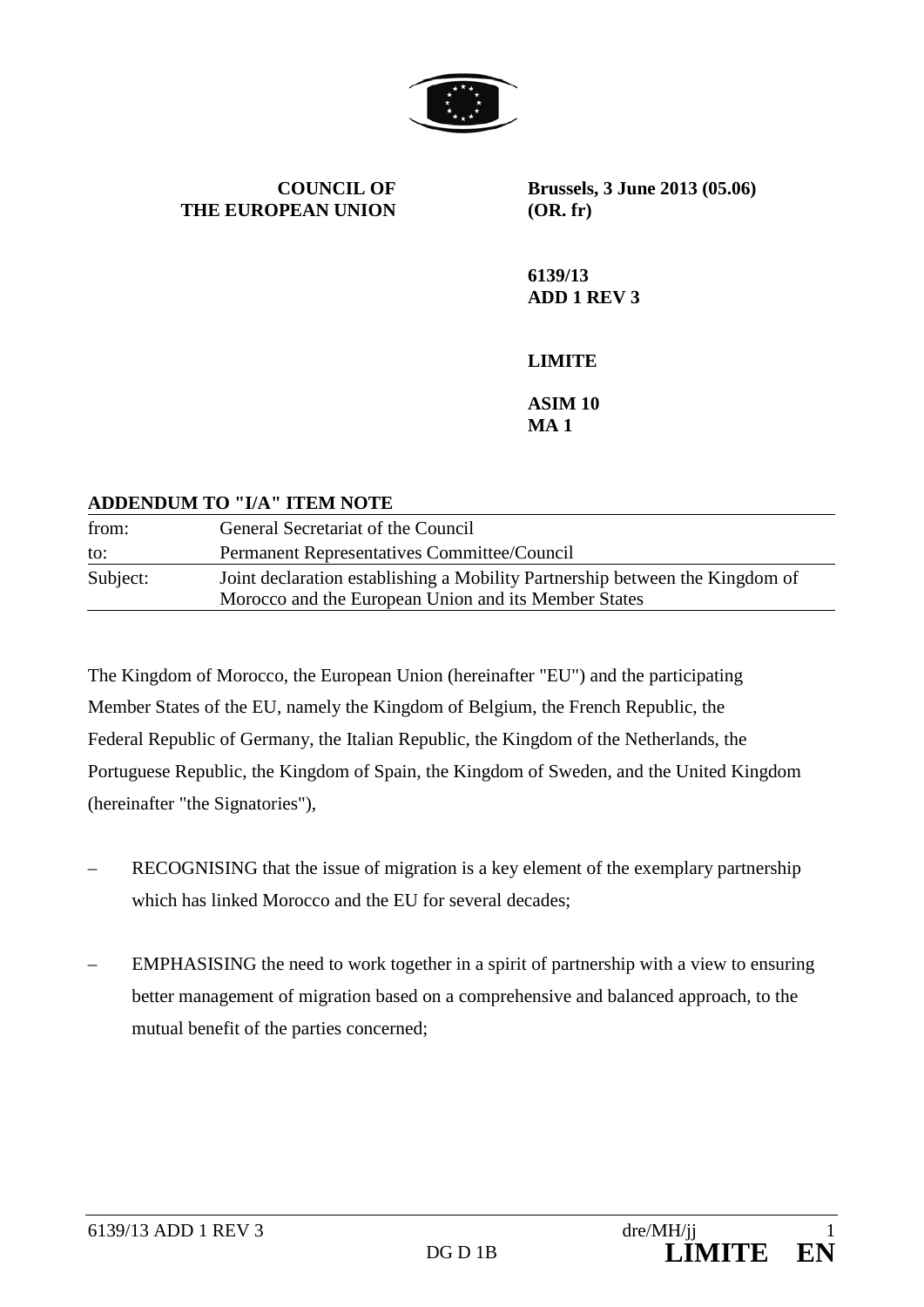**COUNCIL OF THE EUROPEAN UNION**

**Brussels, 3 June 2013 (05.06)**
**(OR. fr)**

**6139/13**
**ADD 1 REV 3**

**LIMITE**

**ASIM 10**
**MA 1**

**ADDENDUM TO "I/A" ITEM NOTE**

| | |
|---|---|
| from: | General Secretariat of the Council |
| to: | Permanent Representatives Committee/Council |
| Subject: | Joint declaration establishing a Mobility Partnership between the Kingdom of Morocco and the European Union and its Member States |

The Kingdom of Morocco, the European Union (hereinafter "EU") and the participating Member States of the EU, namely the Kingdom of Belgium, the French Republic, the Federal Republic of Germany, the Italian Republic, the Kingdom of the Netherlands, the Portuguese Republic, the Kingdom of Spain, the Kingdom of Sweden, and the United Kingdom (hereinafter "the Signatories"),

– RECOGNISING that the issue of migration is a key element of the exemplary partnership which has linked Morocco and the EU for several decades;

– EMPHASISING the need to work together in a spirit of partnership with a view to ensuring better management of migration based on a comprehensive and balanced approach, to the mutual benefit of the parties concerned;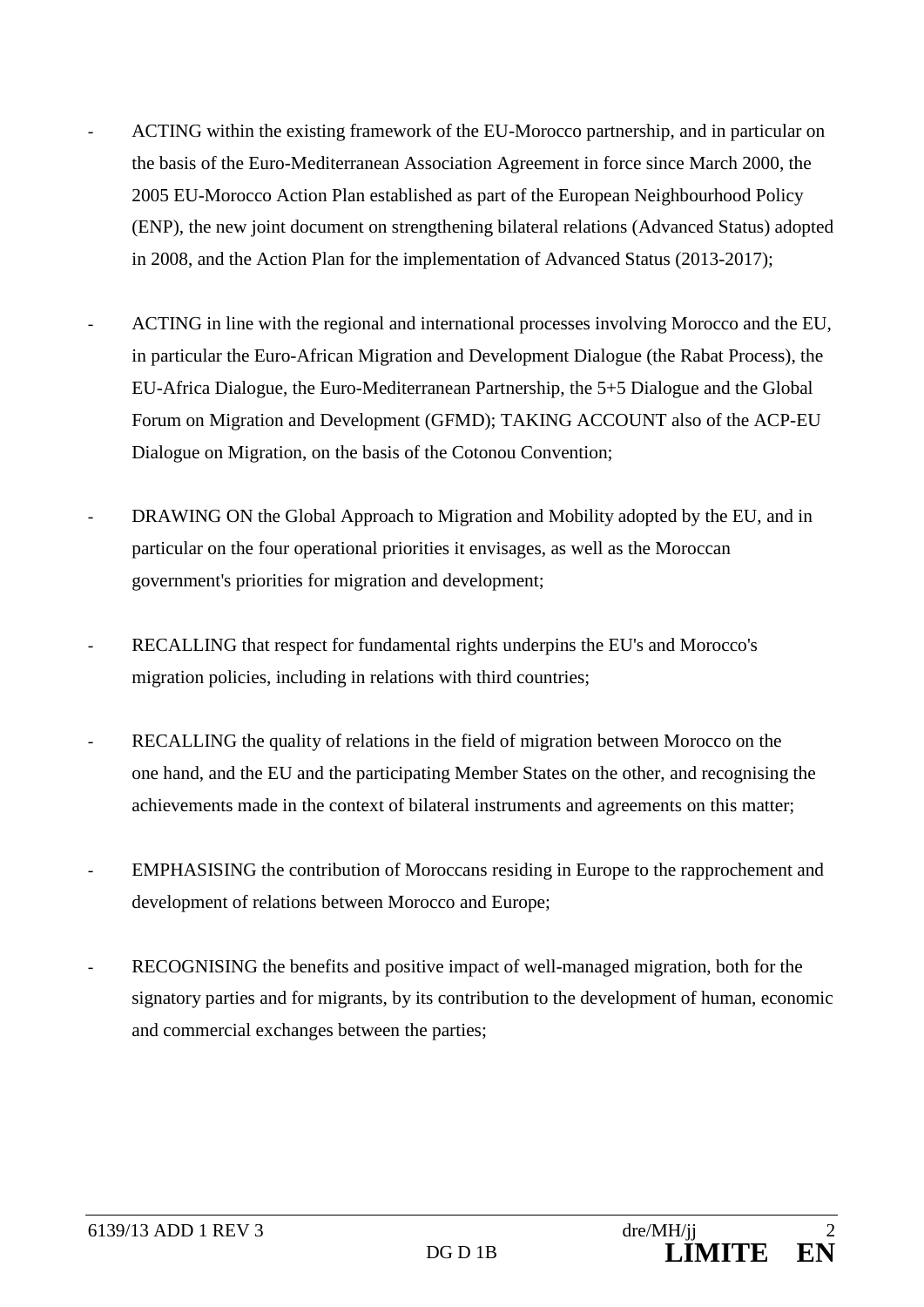- ACTING within the existing framework of the EU-Morocco partnership, and in particular on the basis of the Euro-Mediterranean Association Agreement in force since March 2000, the 2005 EU-Morocco Action Plan established as part of the European Neighbourhood Policy (ENP), the new joint document on strengthening bilateral relations (Advanced Status) adopted in 2008, and the Action Plan for the implementation of Advanced Status (2013-2017);

- ACTING in line with the regional and international processes involving Morocco and the EU, in particular the Euro-African Migration and Development Dialogue (the Rabat Process), the EU-Africa Dialogue, the Euro-Mediterranean Partnership, the 5+5 Dialogue and the Global Forum on Migration and Development (GFMD); TAKING ACCOUNT also of the ACP-EU Dialogue on Migration, on the basis of the Cotonou Convention;

- DRAWING ON the Global Approach to Migration and Mobility adopted by the EU, and in particular on the four operational priorities it envisages, as well as the Moroccan government's priorities for migration and development;

- RECALLING that respect for fundamental rights underpins the EU's and Morocco's migration policies, including in relations with third countries;

- RECALLING the quality of relations in the field of migration between Morocco on the one hand, and the EU and the participating Member States on the other, and recognising the achievements made in the context of bilateral instruments and agreements on this matter;

- EMPHASISING the contribution of Moroccans residing in Europe to the rapprochement and development of relations between Morocco and Europe;

- RECOGNISING the benefits and positive impact of well-managed migration, both for the signatory parties and for migrants, by its contribution to the development of human, economic and commercial exchanges between the parties;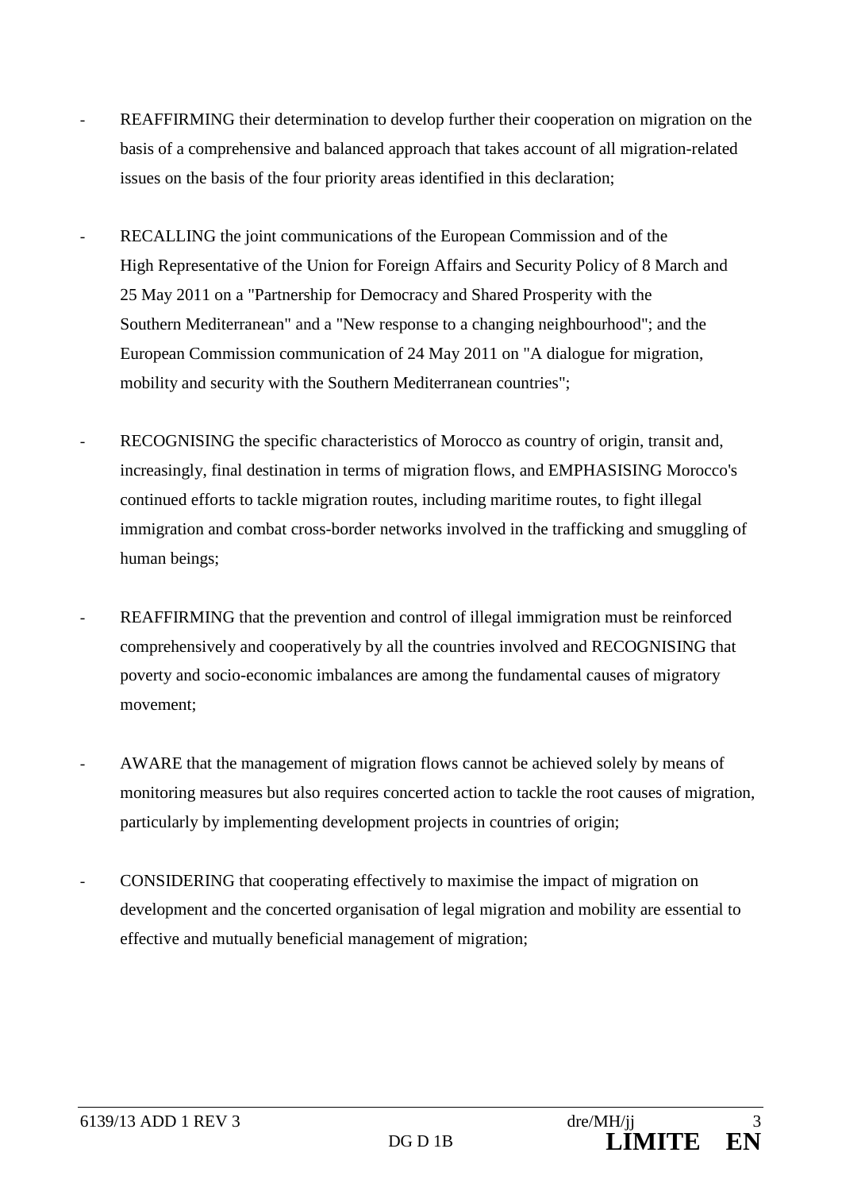- REAFFIRMING their determination to develop further their cooperation on migration on the basis of a comprehensive and balanced approach that takes account of all migration-related issues on the basis of the four priority areas identified in this declaration;

- RECALLING the joint communications of the European Commission and of the High Representative of the Union for Foreign Affairs and Security Policy of 8 March and 25 May 2011 on a "Partnership for Democracy and Shared Prosperity with the Southern Mediterranean" and a "New response to a changing neighbourhood"; and the European Commission communication of 24 May 2011 on "A dialogue for migration, mobility and security with the Southern Mediterranean countries";

- RECOGNISING the specific characteristics of Morocco as country of origin, transit and, increasingly, final destination in terms of migration flows, and EMPHASISING Morocco's continued efforts to tackle migration routes, including maritime routes, to fight illegal immigration and combat cross-border networks involved in the trafficking and smuggling of human beings;

- REAFFIRMING that the prevention and control of illegal immigration must be reinforced comprehensively and cooperatively by all the countries involved and RECOGNISING that poverty and socio-economic imbalances are among the fundamental causes of migratory movement;

- AWARE that the management of migration flows cannot be achieved solely by means of monitoring measures but also requires concerted action to tackle the root causes of migration, particularly by implementing development projects in countries of origin;

- CONSIDERING that cooperating effectively to maximise the impact of migration on development and the concerted organisation of legal migration and mobility are essential to effective and mutually beneficial management of migration;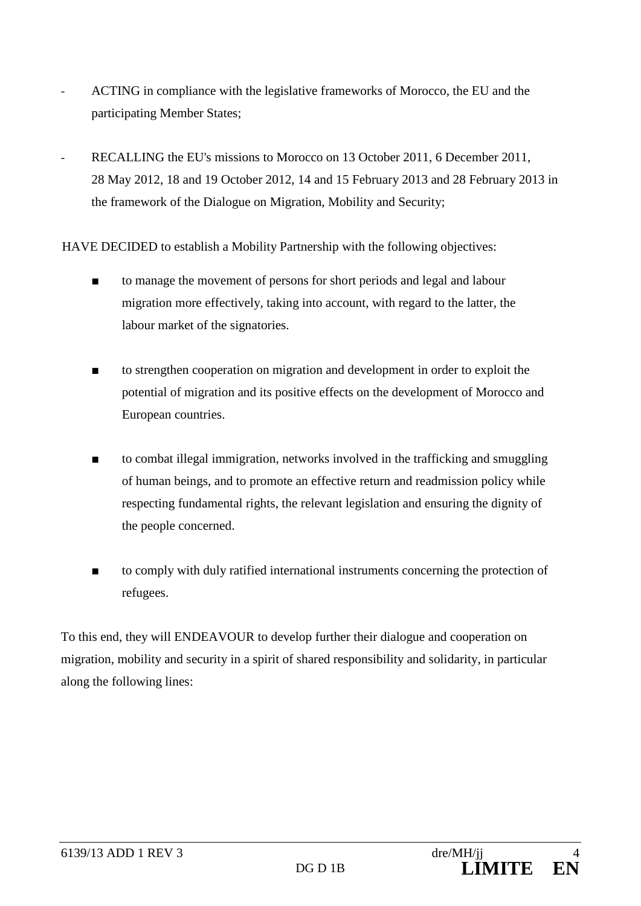- ACTING in compliance with the legislative frameworks of Morocco, the EU and the participating Member States;

- RECALLING the EU's missions to Morocco on 13 October 2011, 6 December 2011, 28 May 2012, 18 and 19 October 2012, 14 and 15 February 2013 and 28 February 2013 in the framework of the Dialogue on Migration, Mobility and Security;

HAVE DECIDED to establish a Mobility Partnership with the following objectives:

- ■ to manage the movement of persons for short periods and legal and labour migration more effectively, taking into account, with regard to the latter, the labour market of the signatories.

- ■ to strengthen cooperation on migration and development in order to exploit the potential of migration and its positive effects on the development of Morocco and European countries.

- ■ to combat illegal immigration, networks involved in the trafficking and smuggling of human beings, and to promote an effective return and readmission policy while respecting fundamental rights, the relevant legislation and ensuring the dignity of the people concerned.

- ■ to comply with duly ratified international instruments concerning the protection of refugees.

To this end, they will ENDEAVOUR to develop further their dialogue and cooperation on migration, mobility and security in a spirit of shared responsibility and solidarity, in particular along the following lines: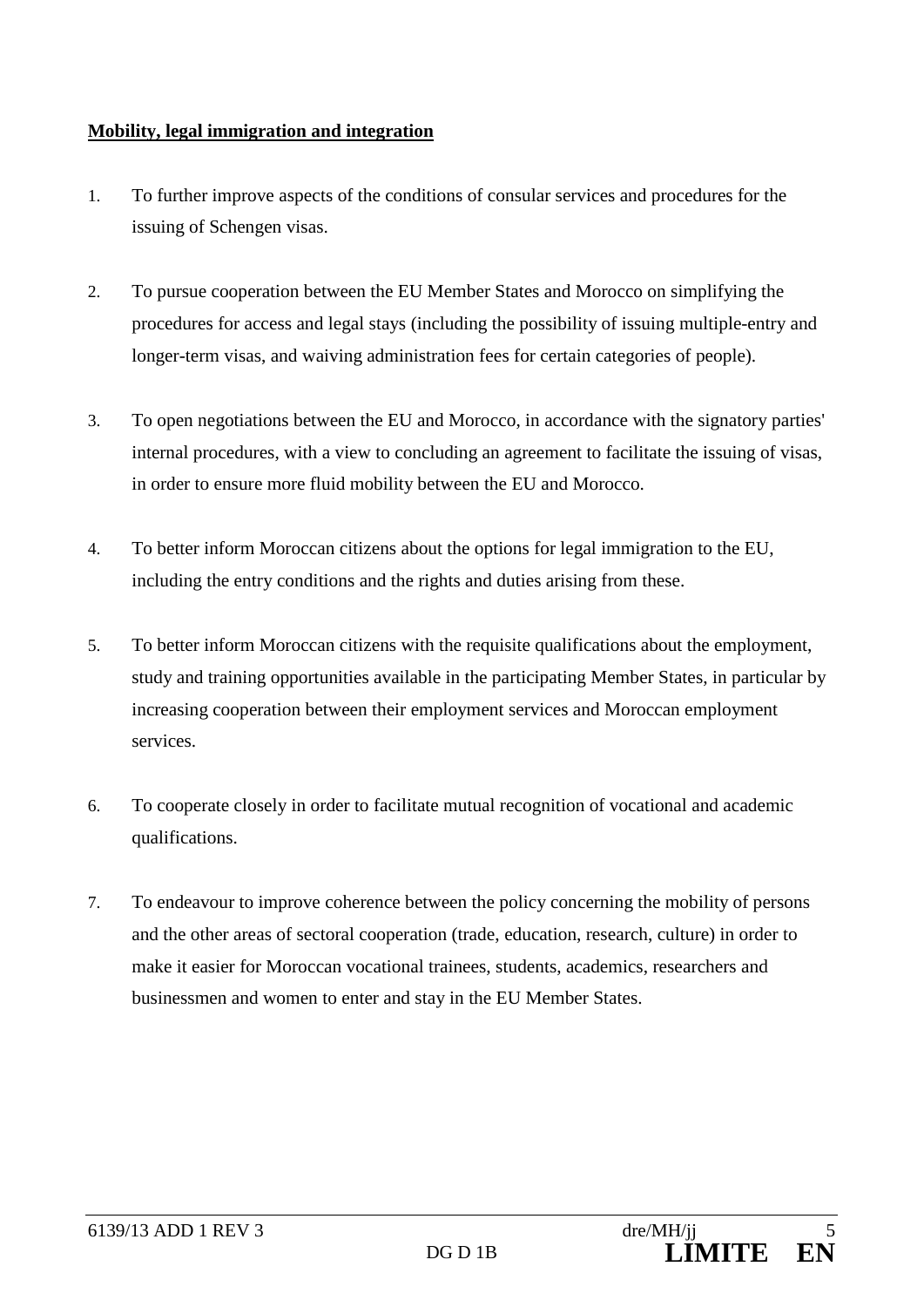**<u>Mobility, legal immigration and integration</u>**

1. To further improve aspects of the conditions of consular services and procedures for the issuing of Schengen visas.

2. To pursue cooperation between the EU Member States and Morocco on simplifying the procedures for access and legal stays (including the possibility of issuing multiple-entry and longer-term visas, and waiving administration fees for certain categories of people).

3. To open negotiations between the EU and Morocco, in accordance with the signatory parties' internal procedures, with a view to concluding an agreement to facilitate the issuing of visas, in order to ensure more fluid mobility between the EU and Morocco.

4. To better inform Moroccan citizens about the options for legal immigration to the EU, including the entry conditions and the rights and duties arising from these.

5. To better inform Moroccan citizens with the requisite qualifications about the employment, study and training opportunities available in the participating Member States, in particular by increasing cooperation between their employment services and Moroccan employment services.

6. To cooperate closely in order to facilitate mutual recognition of vocational and academic qualifications.

7. To endeavour to improve coherence between the policy concerning the mobility of persons and the other areas of sectoral cooperation (trade, education, research, culture) in order to make it easier for Moroccan vocational trainees, students, academics, researchers and businessmen and women to enter and stay in the EU Member States.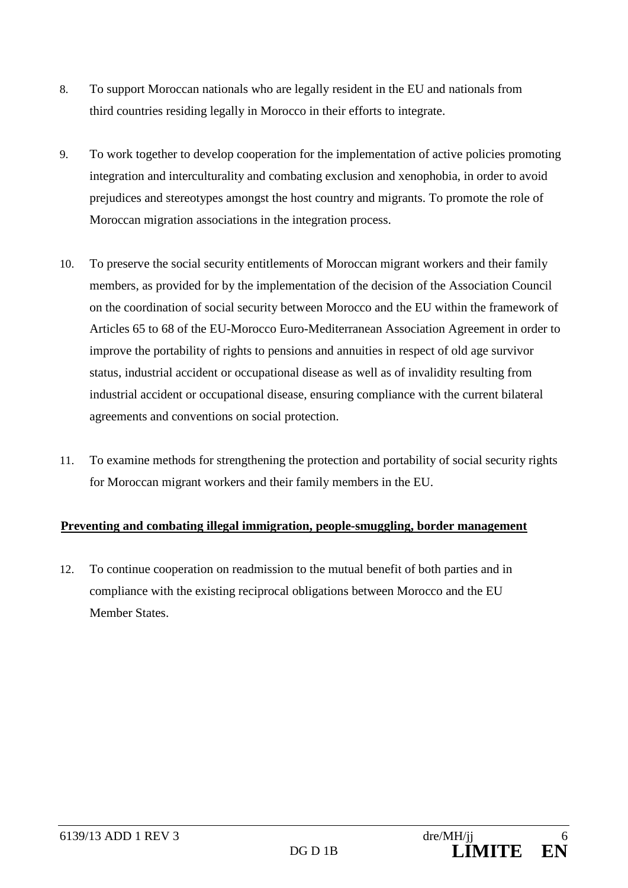8. To support Moroccan nationals who are legally resident in the EU and nationals from third countries residing legally in Morocco in their efforts to integrate.

9. To work together to develop cooperation for the implementation of active policies promoting integration and interculturality and combating exclusion and xenophobia, in order to avoid prejudices and stereotypes amongst the host country and migrants. To promote the role of Moroccan migration associations in the integration process.

10. To preserve the social security entitlements of Moroccan migrant workers and their family members, as provided for by the implementation of the decision of the Association Council on the coordination of social security between Morocco and the EU within the framework of Articles 65 to 68 of the EU-Morocco Euro-Mediterranean Association Agreement in order to improve the portability of rights to pensions and annuities in respect of old age survivor status, industrial accident or occupational disease as well as of invalidity resulting from industrial accident or occupational disease, ensuring compliance with the current bilateral agreements and conventions on social protection.

11. To examine methods for strengthening the protection and portability of social security rights for Moroccan migrant workers and their family members in the EU.

**Preventing and combating illegal immigration, people-smuggling, border management**

12. To continue cooperation on readmission to the mutual benefit of both parties and in compliance with the existing reciprocal obligations between Morocco and the EU Member States.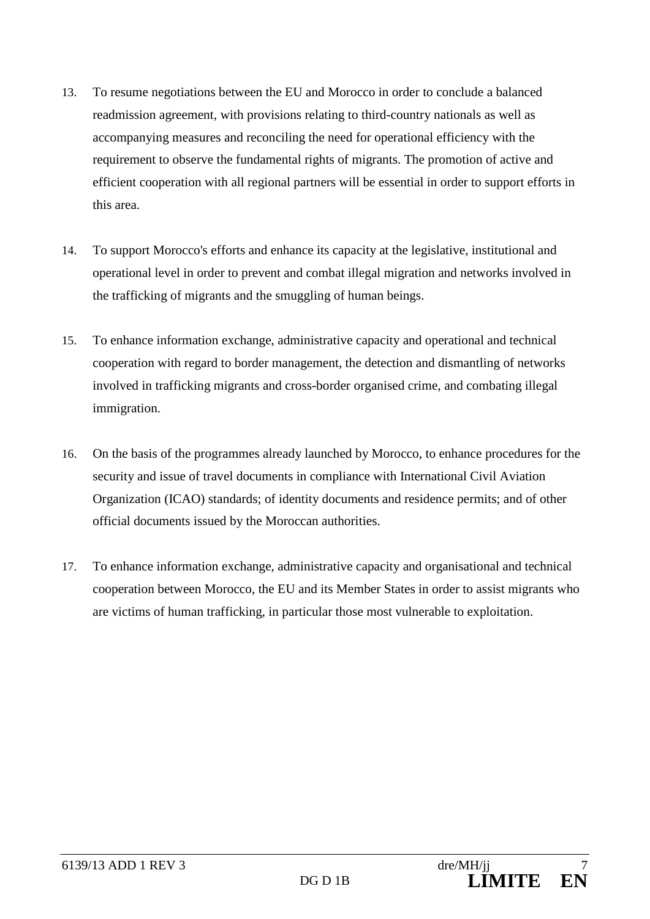13. To resume negotiations between the EU and Morocco in order to conclude a balanced readmission agreement, with provisions relating to third-country nationals as well as accompanying measures and reconciling the need for operational efficiency with the requirement to observe the fundamental rights of migrants. The promotion of active and efficient cooperation with all regional partners will be essential in order to support efforts in this area.

14. To support Morocco's efforts and enhance its capacity at the legislative, institutional and operational level in order to prevent and combat illegal migration and networks involved in the trafficking of migrants and the smuggling of human beings.

15. To enhance information exchange, administrative capacity and operational and technical cooperation with regard to border management, the detection and dismantling of networks involved in trafficking migrants and cross-border organised crime, and combating illegal immigration.

16. On the basis of the programmes already launched by Morocco, to enhance procedures for the security and issue of travel documents in compliance with International Civil Aviation Organization (ICAO) standards; of identity documents and residence permits; and of other official documents issued by the Moroccan authorities.

17. To enhance information exchange, administrative capacity and organisational and technical cooperation between Morocco, the EU and its Member States in order to assist migrants who are victims of human trafficking, in particular those most vulnerable to exploitation.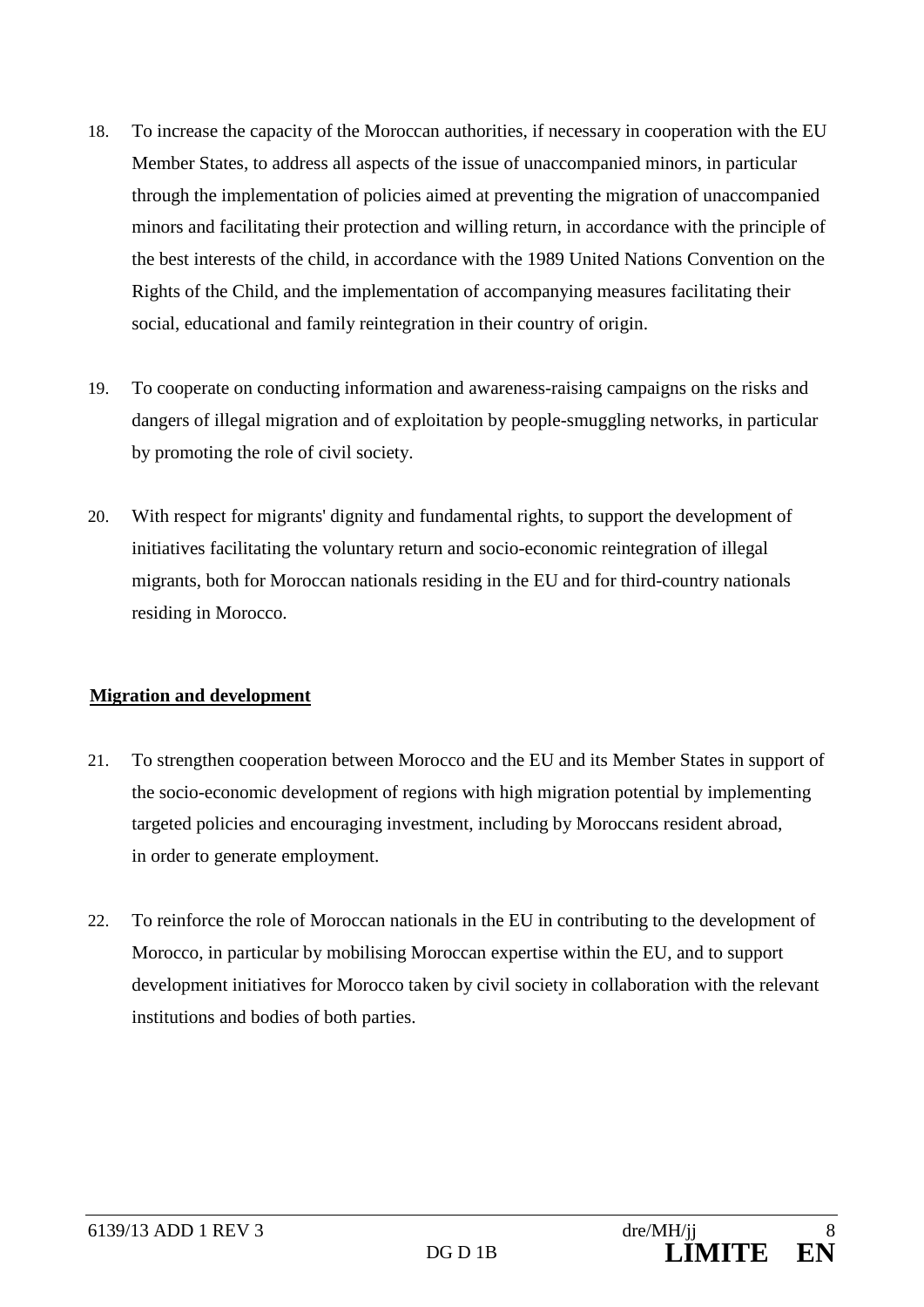18. To increase the capacity of the Moroccan authorities, if necessary in cooperation with the EU Member States, to address all aspects of the issue of unaccompanied minors, in particular through the implementation of policies aimed at preventing the migration of unaccompanied minors and facilitating their protection and willing return, in accordance with the principle of the best interests of the child, in accordance with the 1989 United Nations Convention on the Rights of the Child, and the implementation of accompanying measures facilitating their social, educational and family reintegration in their country of origin.

19. To cooperate on conducting information and awareness-raising campaigns on the risks and dangers of illegal migration and of exploitation by people-smuggling networks, in particular by promoting the role of civil society.

20. With respect for migrants' dignity and fundamental rights, to support the development of initiatives facilitating the voluntary return and socio-economic reintegration of illegal migrants, both for Moroccan nationals residing in the EU and for third-country nationals residing in Morocco.

**Migration and development**

21. To strengthen cooperation between Morocco and the EU and its Member States in support of the socio-economic development of regions with high migration potential by implementing targeted policies and encouraging investment, including by Moroccans resident abroad, in order to generate employment.

22. To reinforce the role of Moroccan nationals in the EU in contributing to the development of Morocco, in particular by mobilising Moroccan expertise within the EU, and to support development initiatives for Morocco taken by civil society in collaboration with the relevant institutions and bodies of both parties.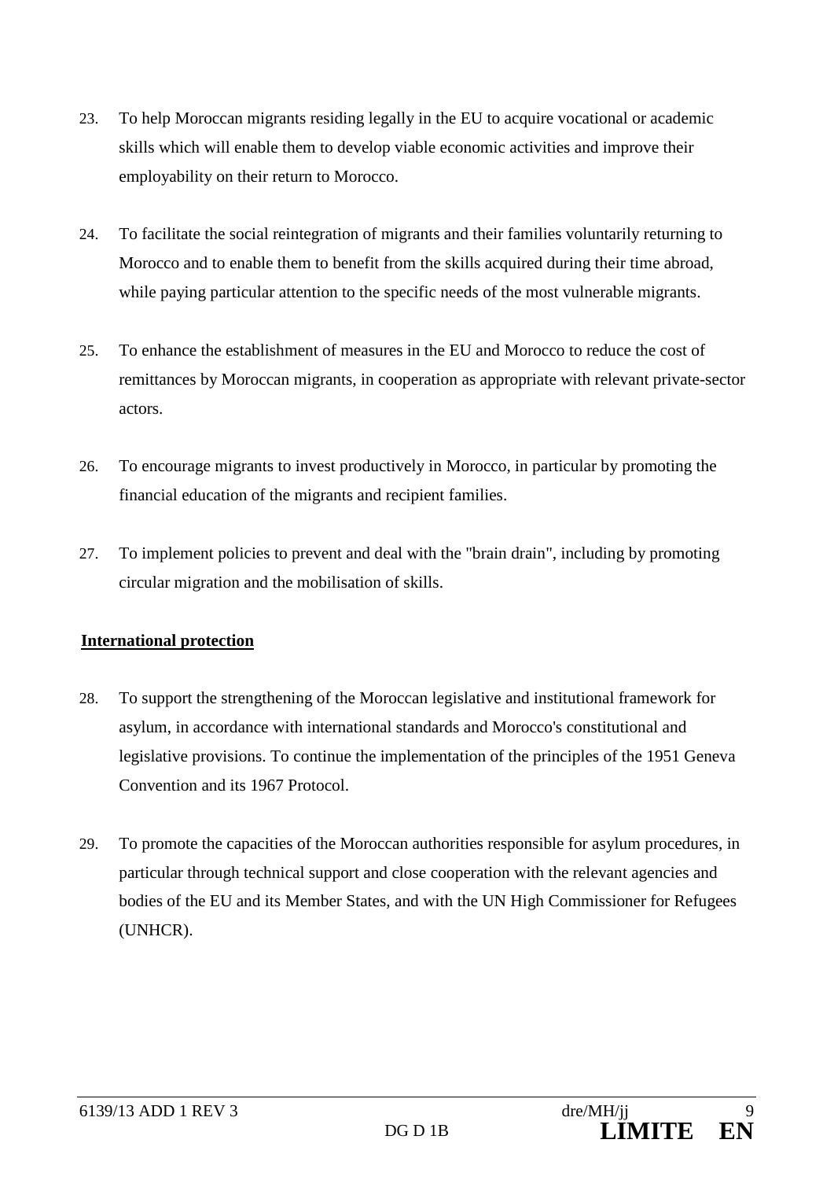23. To help Moroccan migrants residing legally in the EU to acquire vocational or academic skills which will enable them to develop viable economic activities and improve their employability on their return to Morocco.

24. To facilitate the social reintegration of migrants and their families voluntarily returning to Morocco and to enable them to benefit from the skills acquired during their time abroad, while paying particular attention to the specific needs of the most vulnerable migrants.

25. To enhance the establishment of measures in the EU and Morocco to reduce the cost of remittances by Moroccan migrants, in cooperation as appropriate with relevant private-sector actors.

26. To encourage migrants to invest productively in Morocco, in particular by promoting the financial education of the migrants and recipient families.

27. To implement policies to prevent and deal with the "brain drain", including by promoting circular migration and the mobilisation of skills.

**International protection**

28. To support the strengthening of the Moroccan legislative and institutional framework for asylum, in accordance with international standards and Morocco's constitutional and legislative provisions. To continue the implementation of the principles of the 1951 Geneva Convention and its 1967 Protocol.

29. To promote the capacities of the Moroccan authorities responsible for asylum procedures, in particular through technical support and close cooperation with the relevant agencies and bodies of the EU and its Member States, and with the UN High Commissioner for Refugees (UNHCR).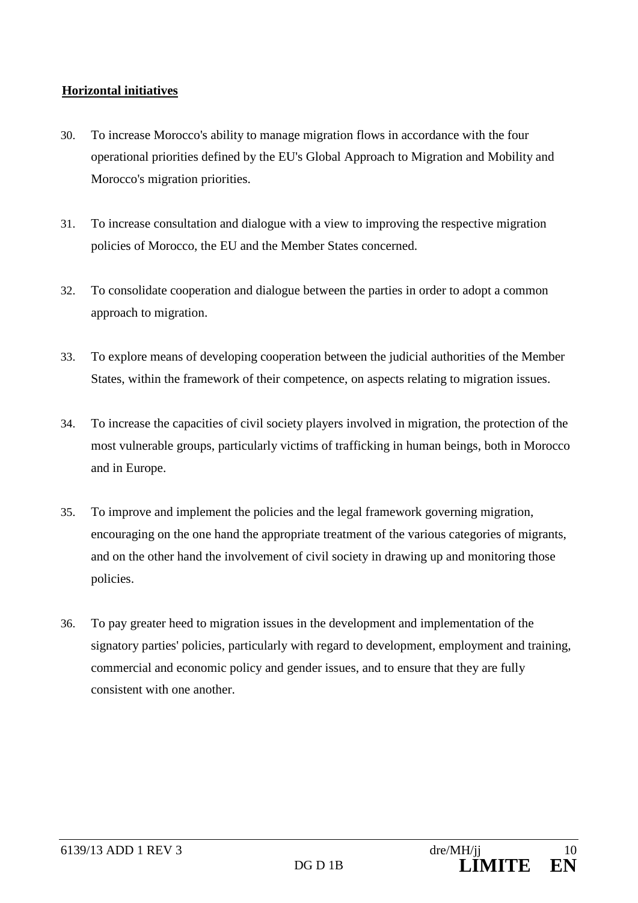**Horizontal initiatives**

30. To increase Morocco's ability to manage migration flows in accordance with the four operational priorities defined by the EU's Global Approach to Migration and Mobility and Morocco's migration priorities.

31. To increase consultation and dialogue with a view to improving the respective migration policies of Morocco, the EU and the Member States concerned.

32. To consolidate cooperation and dialogue between the parties in order to adopt a common approach to migration.

33. To explore means of developing cooperation between the judicial authorities of the Member States, within the framework of their competence, on aspects relating to migration issues.

34. To increase the capacities of civil society players involved in migration, the protection of the most vulnerable groups, particularly victims of trafficking in human beings, both in Morocco and in Europe.

35. To improve and implement the policies and the legal framework governing migration, encouraging on the one hand the appropriate treatment of the various categories of migrants, and on the other hand the involvement of civil society in drawing up and monitoring those policies.

36. To pay greater heed to migration issues in the development and implementation of the signatory parties' policies, particularly with regard to development, employment and training, commercial and economic policy and gender issues, and to ensure that they are fully consistent with one another.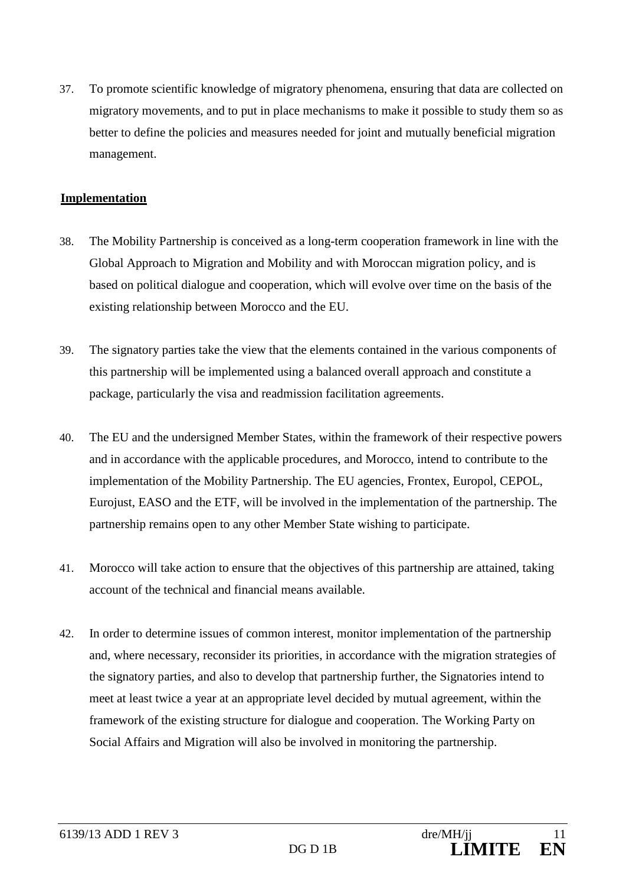37. To promote scientific knowledge of migratory phenomena, ensuring that data are collected on migratory movements, and to put in place mechanisms to make it possible to study them so as better to define the policies and measures needed for joint and mutually beneficial migration management.

## Implementation

38. The Mobility Partnership is conceived as a long-term cooperation framework in line with the Global Approach to Migration and Mobility and with Moroccan migration policy, and is based on political dialogue and cooperation, which will evolve over time on the basis of the existing relationship between Morocco and the EU.

39. The signatory parties take the view that the elements contained in the various components of this partnership will be implemented using a balanced overall approach and constitute a package, particularly the visa and readmission facilitation agreements.

40. The EU and the undersigned Member States, within the framework of their respective powers and in accordance with the applicable procedures, and Morocco, intend to contribute to the implementation of the Mobility Partnership. The EU agencies, Frontex, Europol, CEPOL, Eurojust, EASO and the ETF, will be involved in the implementation of the partnership. The partnership remains open to any other Member State wishing to participate.

41. Morocco will take action to ensure that the objectives of this partnership are attained, taking account of the technical and financial means available.

42. In order to determine issues of common interest, monitor implementation of the partnership and, where necessary, reconsider its priorities, in accordance with the migration strategies of the signatory parties, and also to develop that partnership further, the Signatories intend to meet at least twice a year at an appropriate level decided by mutual agreement, within the framework of the existing structure for dialogue and cooperation. The Working Party on Social Affairs and Migration will also be involved in monitoring the partnership.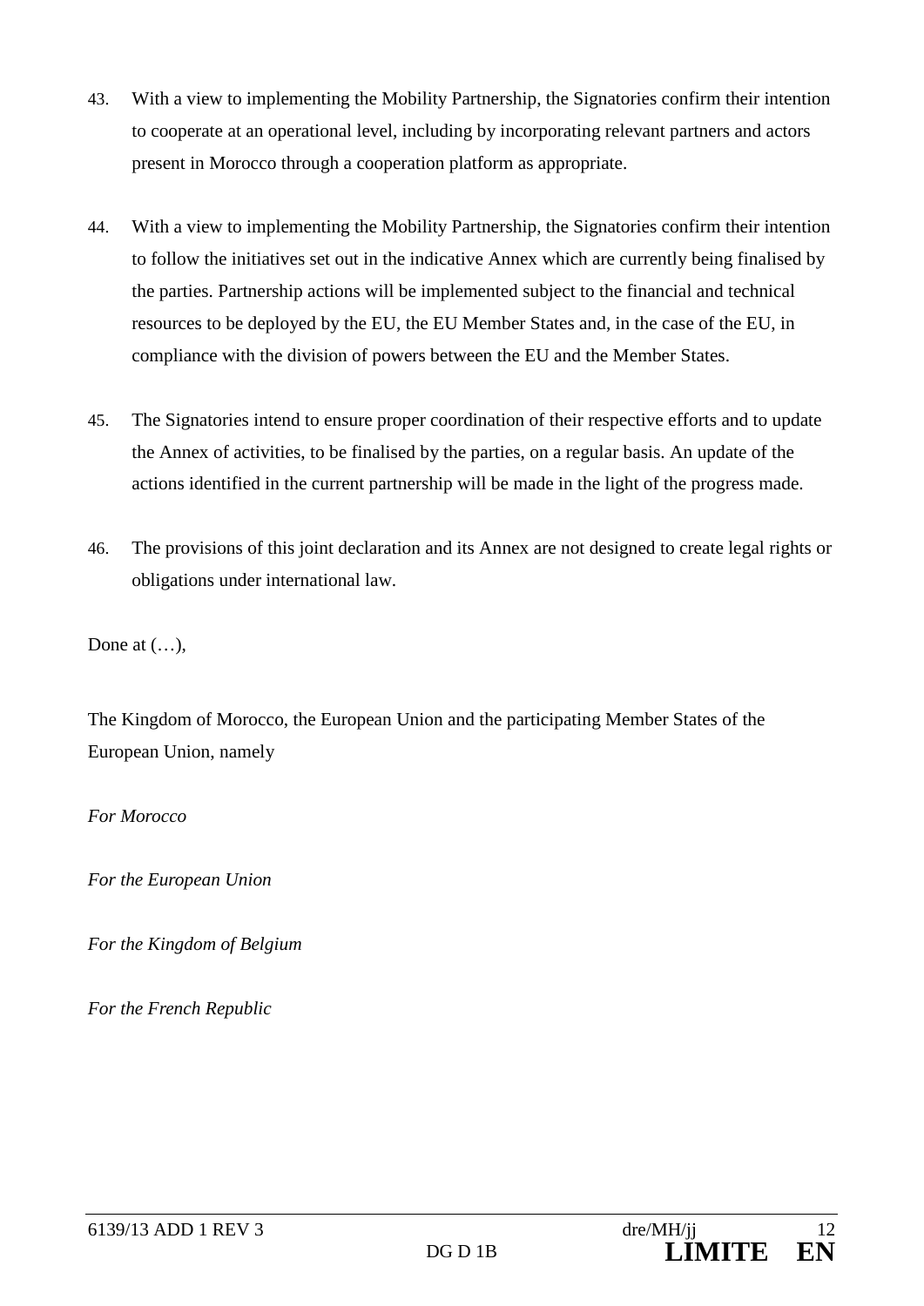43. With a view to implementing the Mobility Partnership, the Signatories confirm their intention to cooperate at an operational level, including by incorporating relevant partners and actors present in Morocco through a cooperation platform as appropriate.

44. With a view to implementing the Mobility Partnership, the Signatories confirm their intention to follow the initiatives set out in the indicative Annex which are currently being finalised by the parties. Partnership actions will be implemented subject to the financial and technical resources to be deployed by the EU, the EU Member States and, in the case of the EU, in compliance with the division of powers between the EU and the Member States.

45. The Signatories intend to ensure proper coordination of their respective efforts and to update the Annex of activities, to be finalised by the parties, on a regular basis. An update of the actions identified in the current partnership will be made in the light of the progress made.

46. The provisions of this joint declaration and its Annex are not designed to create legal rights or obligations under international law.

Done at (…),

The Kingdom of Morocco, the European Union and the participating Member States of the European Union, namely

*For Morocco*

*For the European Union*

*For the Kingdom of Belgium*

*For the French Republic*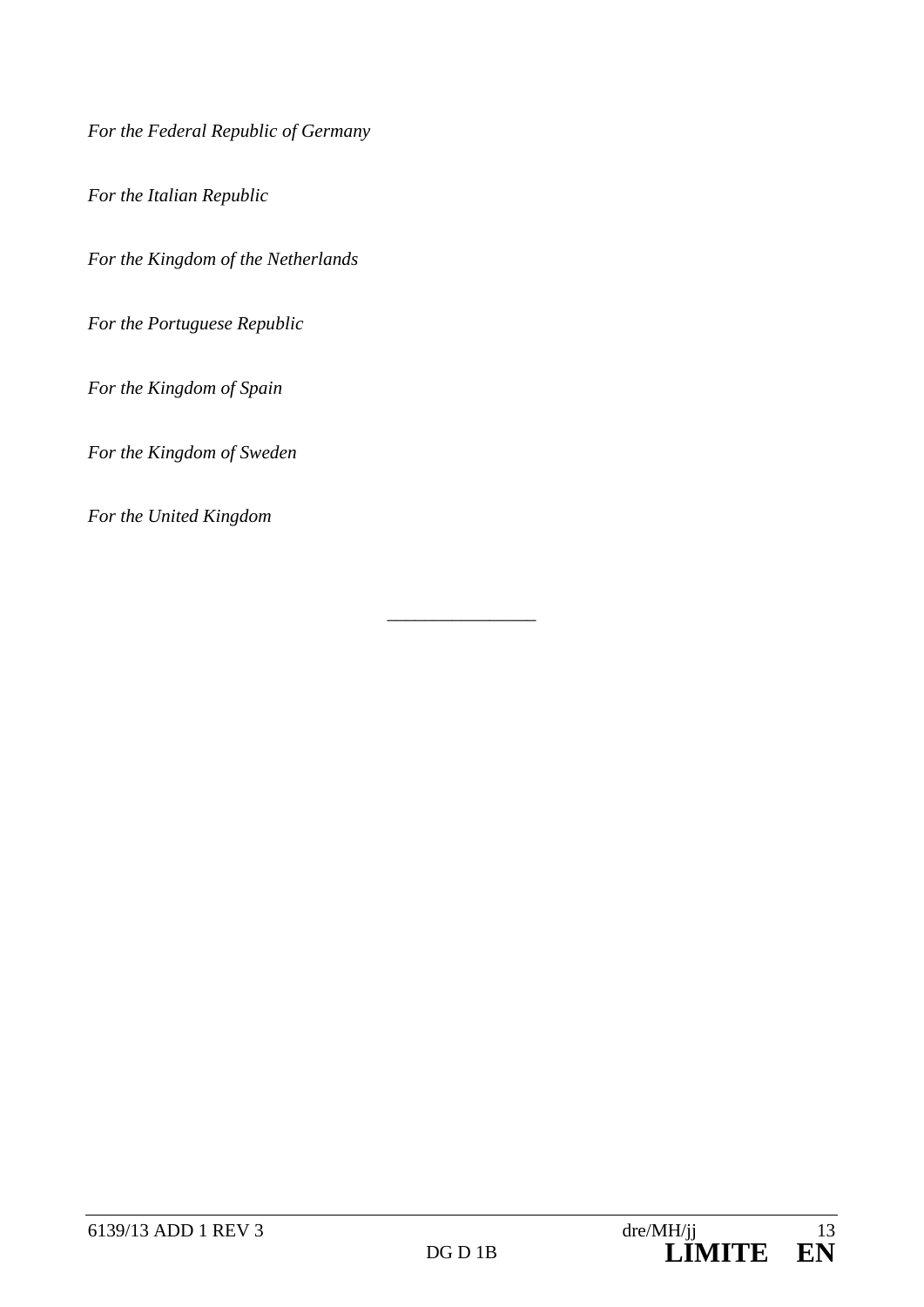*For the Federal Republic of Germany*

*For the Italian Republic*

*For the Kingdom of the Netherlands*

*For the Portuguese Republic*

*For the Kingdom of Spain*

*For the Kingdom of Sweden*

*For the United Kingdom*

________________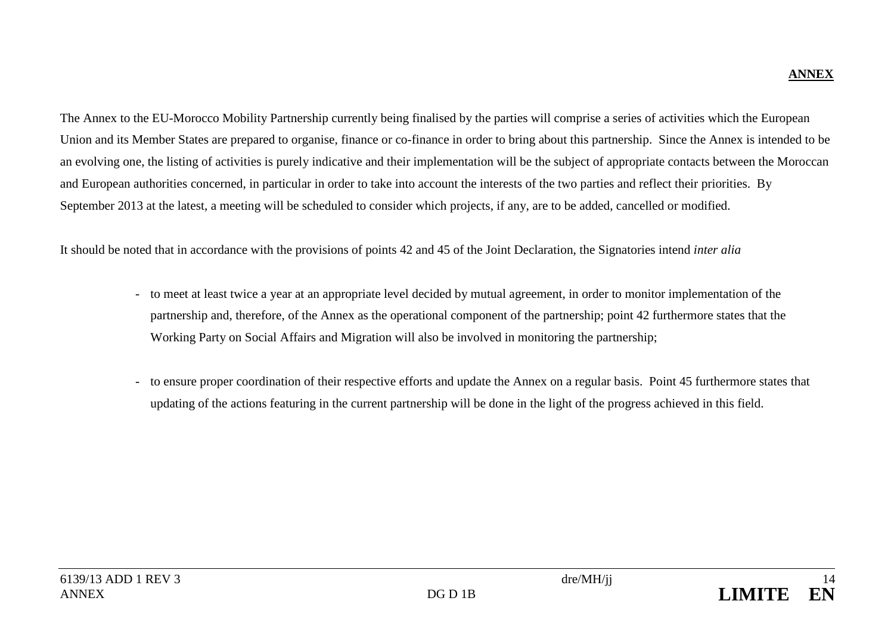**ANNEX**

The Annex to the EU-Morocco Mobility Partnership currently being finalised by the parties will comprise a series of activities which the European Union and its Member States are prepared to organise, finance or co-finance in order to bring about this partnership. Since the Annex is intended to be an evolving one, the listing of activities is purely indicative and their implementation will be the subject of appropriate contacts between the Moroccan and European authorities concerned, in particular in order to take into account the interests of the two parties and reflect their priorities. By September 2013 at the latest, a meeting will be scheduled to consider which projects, if any, are to be added, cancelled or modified.

It should be noted that in accordance with the provisions of points 42 and 45 of the Joint Declaration, the Signatories intend *inter alia*

- to meet at least twice a year at an appropriate level decided by mutual agreement, in order to monitor implementation of the partnership and, therefore, of the Annex as the operational component of the partnership; point 42 furthermore states that the Working Party on Social Affairs and Migration will also be involved in monitoring the partnership;

- to ensure proper coordination of their respective efforts and update the Annex on a regular basis. Point 45 furthermore states that updating of the actions featuring in the current partnership will be done in the light of the progress achieved in this field.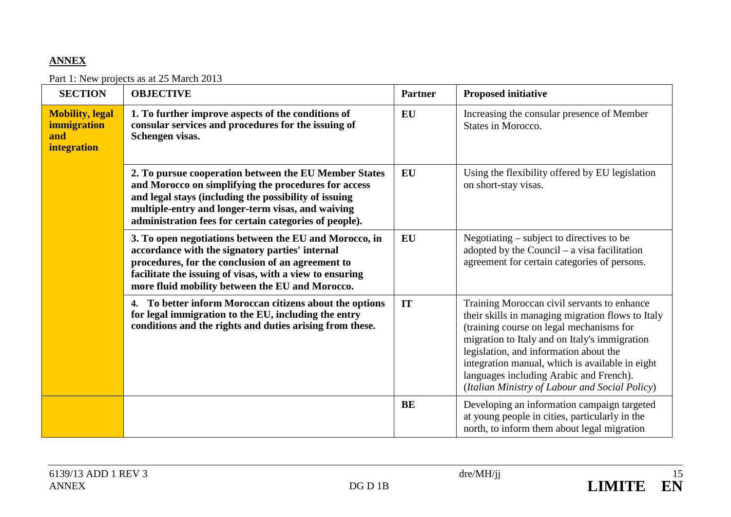**ANNEX**

Part 1: New projects as at 25 March 2013

| SECTION | OBJECTIVE | Partner | Proposed initiative |
|---|---|---|---|
| **Mobility, legal immigration and integration** | **1. To further improve aspects of the conditions of consular services and procedures for the issuing of Schengen visas.** | **EU** | Increasing the consular presence of Member States in Morocco. |
| | **2. To pursue cooperation between the EU Member States and Morocco on simplifying the procedures for access and legal stays (including the possibility of issuing multiple-entry and longer-term visas, and waiving administration fees for certain categories of people).** | **EU** | Using the flexibility offered by EU legislation on short-stay visas. |
| | **3. To open negotiations between the EU and Morocco, in accordance with the signatory parties' internal procedures, for the conclusion of an agreement to facilitate the issuing of visas, with a view to ensuring more fluid mobility between the EU and Morocco.** | **EU** | Negotiating – subject to directives to be adopted by the Council – a visa facilitation agreement for certain categories of persons. |
| | **4. To better inform Moroccan citizens about the options for legal immigration to the EU, including the entry conditions and the rights and duties arising from these.** | **IT** | Training Moroccan civil servants to enhance their skills in managing migration flows to Italy (training course on legal mechanisms for migration to Italy and on Italy's immigration legislation, and information about the integration manual, which is available in eight languages including Arabic and French). (*Italian Ministry of Labour and Social Policy*) |
| | | **BE** | Developing an information campaign targeted at young people in cities, particularly in the north, to inform them about legal migration |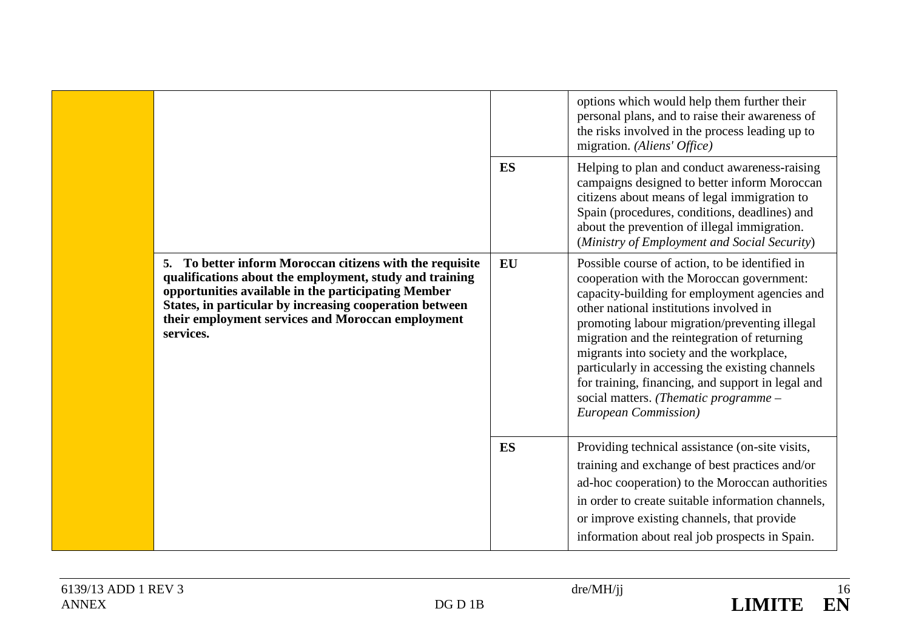| | | | |
|---|---|---|---|
| | | | options which would help them further their personal plans, and to raise their awareness of the risks involved in the process leading up to migration. *(Aliens' Office)* |
| | | **ES** | Helping to plan and conduct awareness-raising campaigns designed to better inform Moroccan citizens about means of legal immigration to Spain (procedures, conditions, deadlines) and about the prevention of illegal immigration. (*Ministry of Employment and Social Security*) |
| | **5. To better inform Moroccan citizens with the requisite qualifications about the employment, study and training opportunities available in the participating Member States, in particular by increasing cooperation between their employment services and Moroccan employment services.** | **EU** | Possible course of action, to be identified in cooperation with the Moroccan government: capacity-building for employment agencies and other national institutions involved in promoting labour migration/preventing illegal migration and the reintegration of returning migrants into society and the workplace, particularly in accessing the existing channels for training, financing, and support in legal and social matters. *(Thematic programme – European Commission)* |
| | | **ES** | Providing technical assistance (on-site visits, training and exchange of best practices and/or ad-hoc cooperation) to the Moroccan authorities in order to create suitable information channels, or improve existing channels, that provide information about real job prospects in Spain. |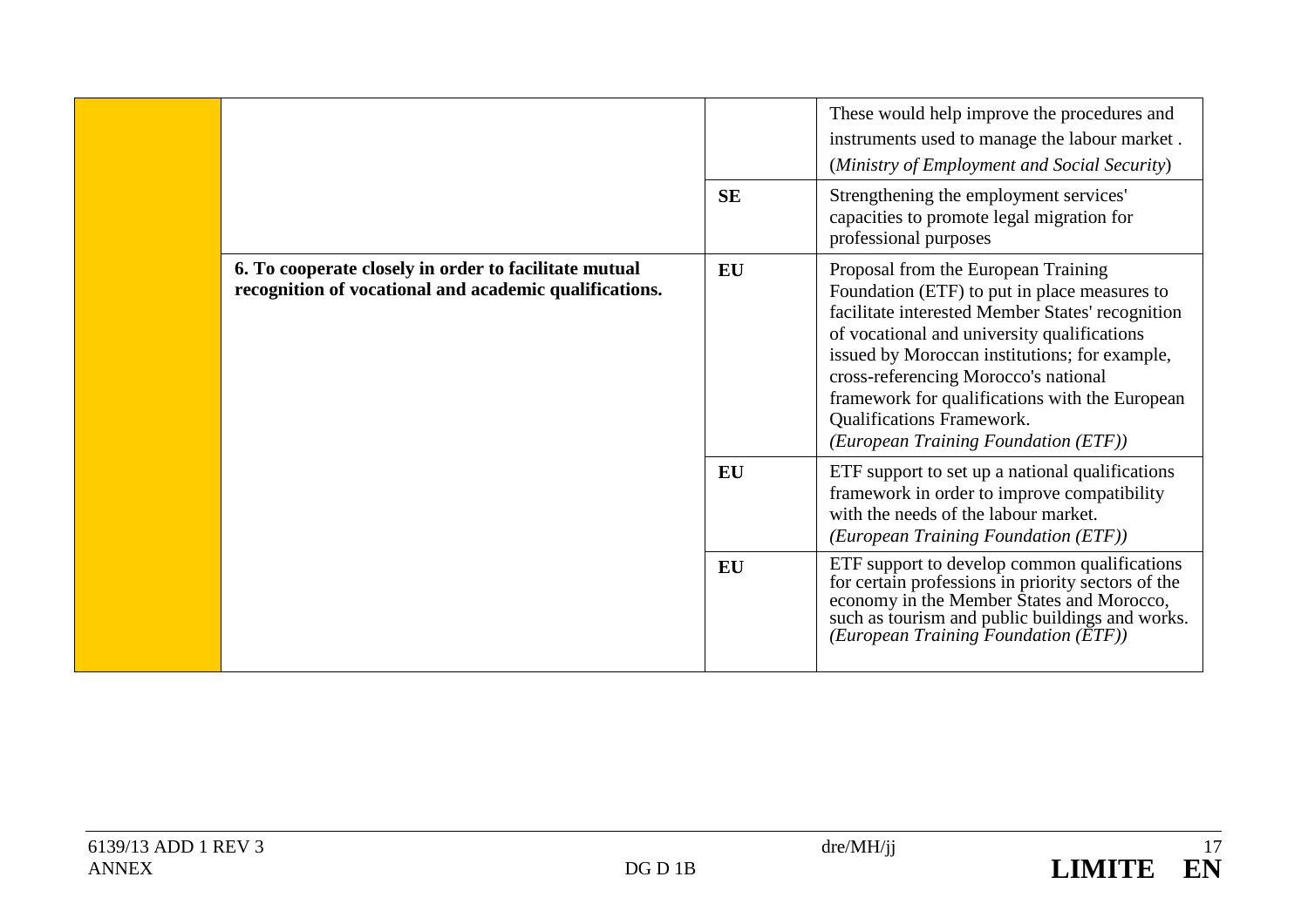| | | | |
|---|---|---|---|
| | | | These would help improve the procedures and instruments used to manage the labour market . (*Ministry of Employment and Social Security*) |
| | | **SE** | Strengthening the employment services' capacities to promote legal migration for professional purposes |
| | **6. To cooperate closely in order to facilitate mutual recognition of vocational and academic qualifications.** | **EU** | Proposal from the European Training Foundation (ETF) to put in place measures to facilitate interested Member States' recognition of vocational and university qualifications issued by Moroccan institutions; for example, cross-referencing Morocco's national framework for qualifications with the European Qualifications Framework. *(European Training Foundation (ETF))* |
| | | **EU** | ETF support to set up a national qualifications framework in order to improve compatibility with the needs of the labour market. *(European Training Foundation (ETF))* |
| | | **EU** | ETF support to develop common qualifications for certain professions in priority sectors of the economy in the Member States and Morocco, such as tourism and public buildings and works. *(European Training Foundation (ETF))* |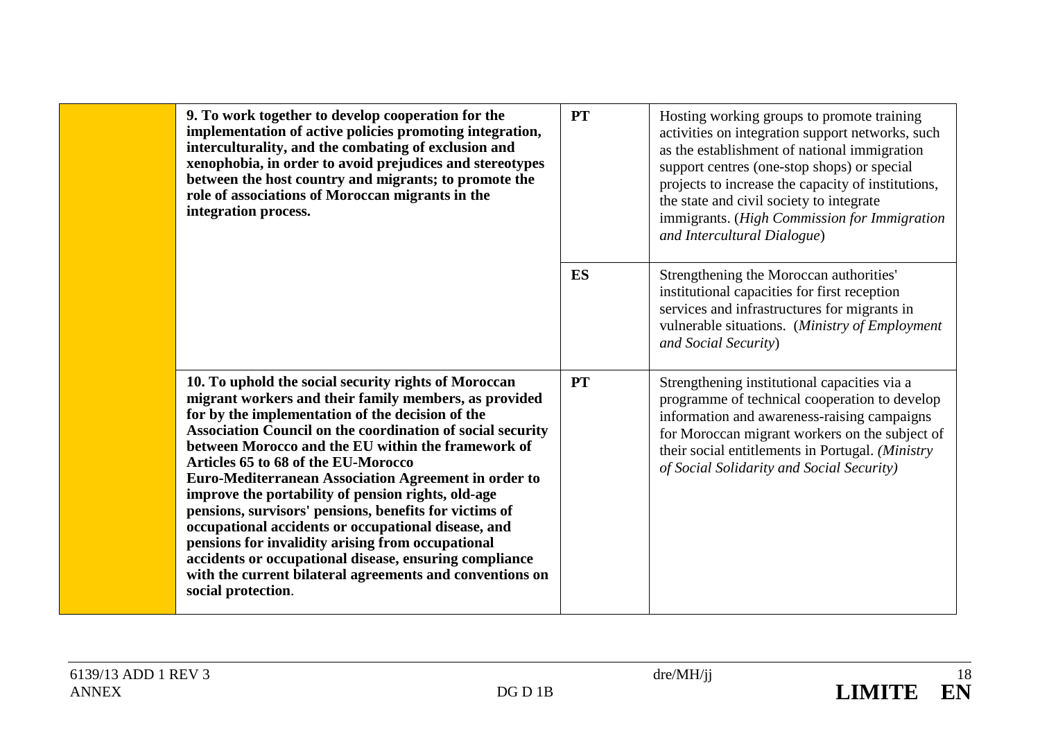| | | | |
|---|---|---|---|
| | **9. To work together to develop cooperation for the implementation of active policies promoting integration, interculturality, and the combating of exclusion and xenophobia, in order to avoid prejudices and stereotypes between the host country and migrants; to promote the role of associations of Moroccan migrants in the integration process.** | **PT** | Hosting working groups to promote training activities on integration support networks, such as the establishment of national immigration support centres (one-stop shops) or special projects to increase the capacity of institutions, the state and civil society to integrate immigrants. (*High Commission for Immigration and Intercultural Dialogue*) |
| | | **ES** | Strengthening the Moroccan authorities' institutional capacities for first reception services and infrastructures for migrants in vulnerable situations. (*Ministry of Employment and Social Security*) |
| | **10. To uphold the social security rights of Moroccan migrant workers and their family members, as provided for by the implementation of the decision of the Association Council on the coordination of social security between Morocco and the EU within the framework of Articles 65 to 68 of the EU-Morocco Euro-Mediterranean Association Agreement in order to improve the portability of pension rights, old-age pensions, survisors' pensions, benefits for victims of occupational accidents or occupational disease, and pensions for invalidity arising from occupational accidents or occupational disease, ensuring compliance with the current bilateral agreements and conventions on social protection**. | **PT** | Strengthening institutional capacities via a programme of technical cooperation to develop information and awareness-raising campaigns for Moroccan migrant workers on the subject of their social entitlements in Portugal. *(Ministry of Social Solidarity and Social Security)* |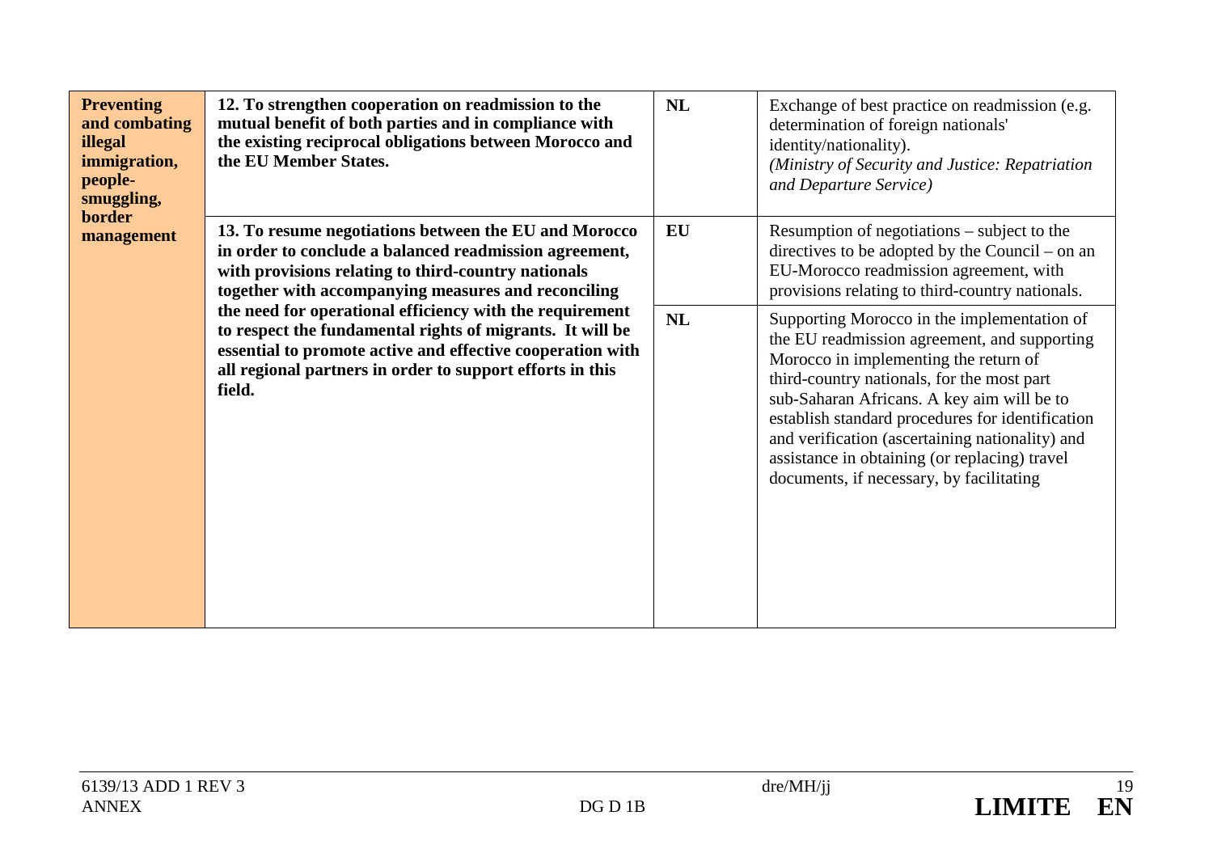| | | | |
|---|---|---|---|
| **Preventing and combating illegal immigration, people-smuggling, border management** | **12. To strengthen cooperation on readmission to the mutual benefit of both parties and in compliance with the existing reciprocal obligations between Morocco and the EU Member States.** | **NL** | Exchange of best practice on readmission (e.g. determination of foreign nationals' identity/nationality). *(Ministry of Security and Justice: Repatriation and Departure Service)* |
| | **13. To resume negotiations between the EU and Morocco in order to conclude a balanced readmission agreement, with provisions relating to third-country nationals together with accompanying measures and reconciling the need for operational efficiency with the requirement to respect the fundamental rights of migrants. It will be essential to promote active and effective cooperation with all regional partners in order to support efforts in this field.** | **EU** | Resumption of negotiations – subject to the directives to be adopted by the Council – on an EU-Morocco readmission agreement, with provisions relating to third-country nationals. |
| | | **NL** | Supporting Morocco in the implementation of the EU readmission agreement, and supporting Morocco in implementing the return of third-country nationals, for the most part sub-Saharan Africans. A key aim will be to establish standard procedures for identification and verification (ascertaining nationality) and assistance in obtaining (or replacing) travel documents, if necessary, by facilitating |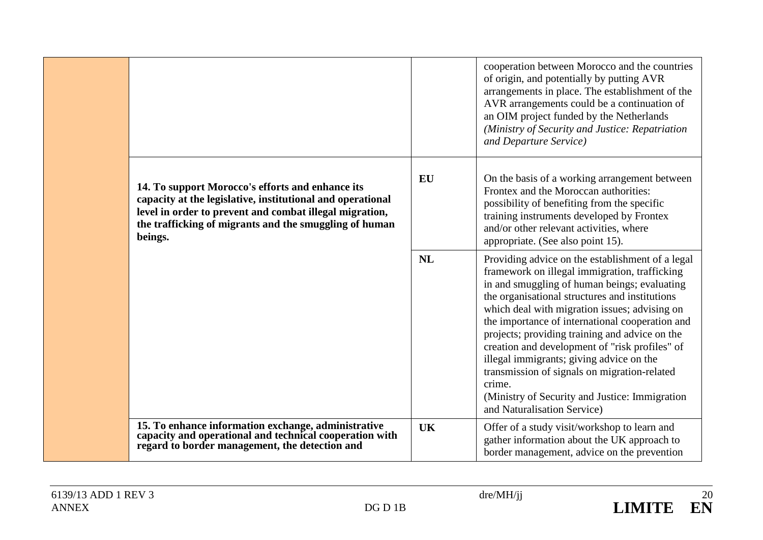| | | | |
|---|---|---|---|
| | | | cooperation between Morocco and the countries of origin, and potentially by putting AVR arrangements in place. The establishment of the AVR arrangements could be a continuation of an OIM project funded by the Netherlands *(Ministry of Security and Justice: Repatriation and Departure Service)* |
| | **14. To support Morocco's efforts and enhance its capacity at the legislative, institutional and operational level in order to prevent and combat illegal migration, the trafficking of migrants and the smuggling of human beings.** | **EU** | On the basis of a working arrangement between Frontex and the Moroccan authorities: possibility of benefiting from the specific training instruments developed by Frontex and/or other relevant activities, where appropriate. (See also point 15). |
| | | **NL** | Providing advice on the establishment of a legal framework on illegal immigration, trafficking in and smuggling of human beings; evaluating the organisational structures and institutions which deal with migration issues; advising on the importance of international cooperation and projects; providing training and advice on the creation and development of "risk profiles" of illegal immigrants; giving advice on the transmission of signals on migration-related crime.<br>(Ministry of Security and Justice: Immigration and Naturalisation Service) |
| | **15. To enhance information exchange, administrative capacity and operational and technical cooperation with regard to border management, the detection and** | **UK** | Offer of a study visit/workshop to learn and gather information about the UK approach to border management, advice on the prevention |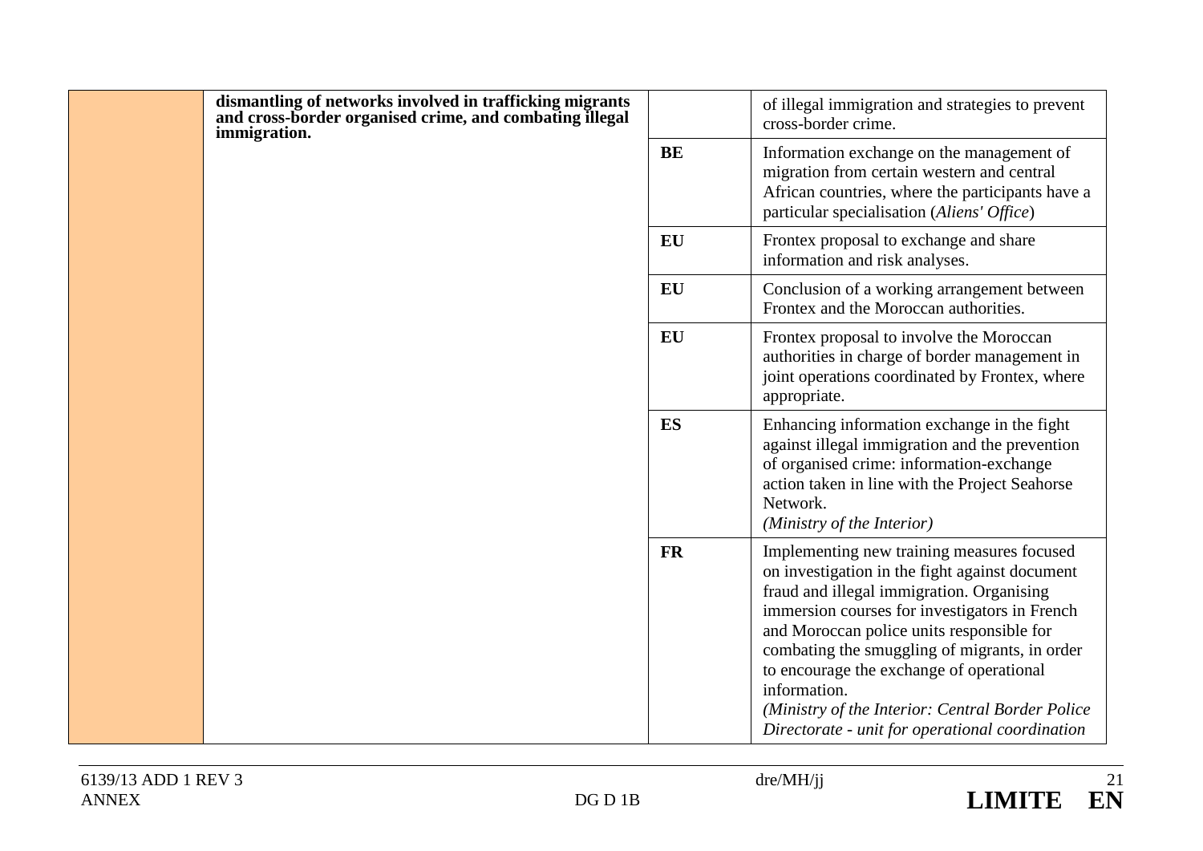| | | | |
|---|---|---|---|
| | **dismantling of networks involved in trafficking migrants and cross-border organised crime, and combating illegal immigration.** | | of illegal immigration and strategies to prevent cross-border crime. |
| | | **BE** | Information exchange on the management of migration from certain western and central African countries, where the participants have a particular specialisation (*Aliens' Office*) |
| | | **EU** | Frontex proposal to exchange and share information and risk analyses. |
| | | **EU** | Conclusion of a working arrangement between Frontex and the Moroccan authorities. |
| | | **EU** | Frontex proposal to involve the Moroccan authorities in charge of border management in joint operations coordinated by Frontex, where appropriate. |
| | | **ES** | Enhancing information exchange in the fight against illegal immigration and the prevention of organised crime: information-exchange action taken in line with the Project Seahorse Network. *(Ministry of the Interior)* |
| | | **FR** | Implementing new training measures focused on investigation in the fight against document fraud and illegal immigration. Organising immersion courses for investigators in French and Moroccan police units responsible for combating the smuggling of migrants, in order to encourage the exchange of operational information. *(Ministry of the Interior: Central Border Police Directorate - unit for operational coordination* |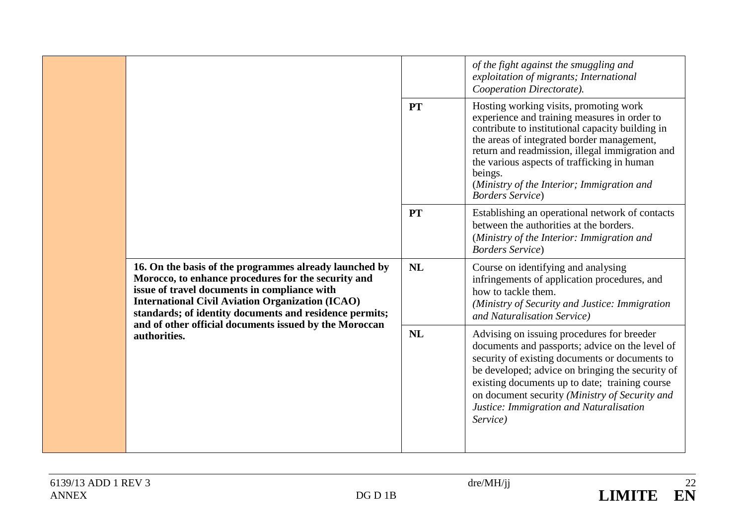| | | | |
|---|---|---|---|
| | | | *of the fight against the smuggling and exploitation of migrants; International Cooperation Directorate).* |
| | | **PT** | Hosting working visits, promoting work experience and training measures in order to contribute to institutional capacity building in the areas of integrated border management, return and readmission, illegal immigration and the various aspects of trafficking in human beings. (*Ministry of the Interior; Immigration and Borders Service*) |
| | | **PT** | Establishing an operational network of contacts between the authorities at the borders. (*Ministry of the Interior: Immigration and Borders Service*) |
| | **16. On the basis of the programmes already launched by Morocco, to enhance procedures for the security and issue of travel documents in compliance with International Civil Aviation Organization (ICAO) standards; of identity documents and residence permits; and of other official documents issued by the Moroccan authorities.** | **NL** | Course on identifying and analysing infringements of application procedures, and how to tackle them. *(Ministry of Security and Justice: Immigration and Naturalisation Service)* |
| | | **NL** | Advising on issuing procedures for breeder documents and passports; advice on the level of security of existing documents or documents to be developed; advice on bringing the security of existing documents up to date; training course on document security *(Ministry of Security and Justice: Immigration and Naturalisation Service)* |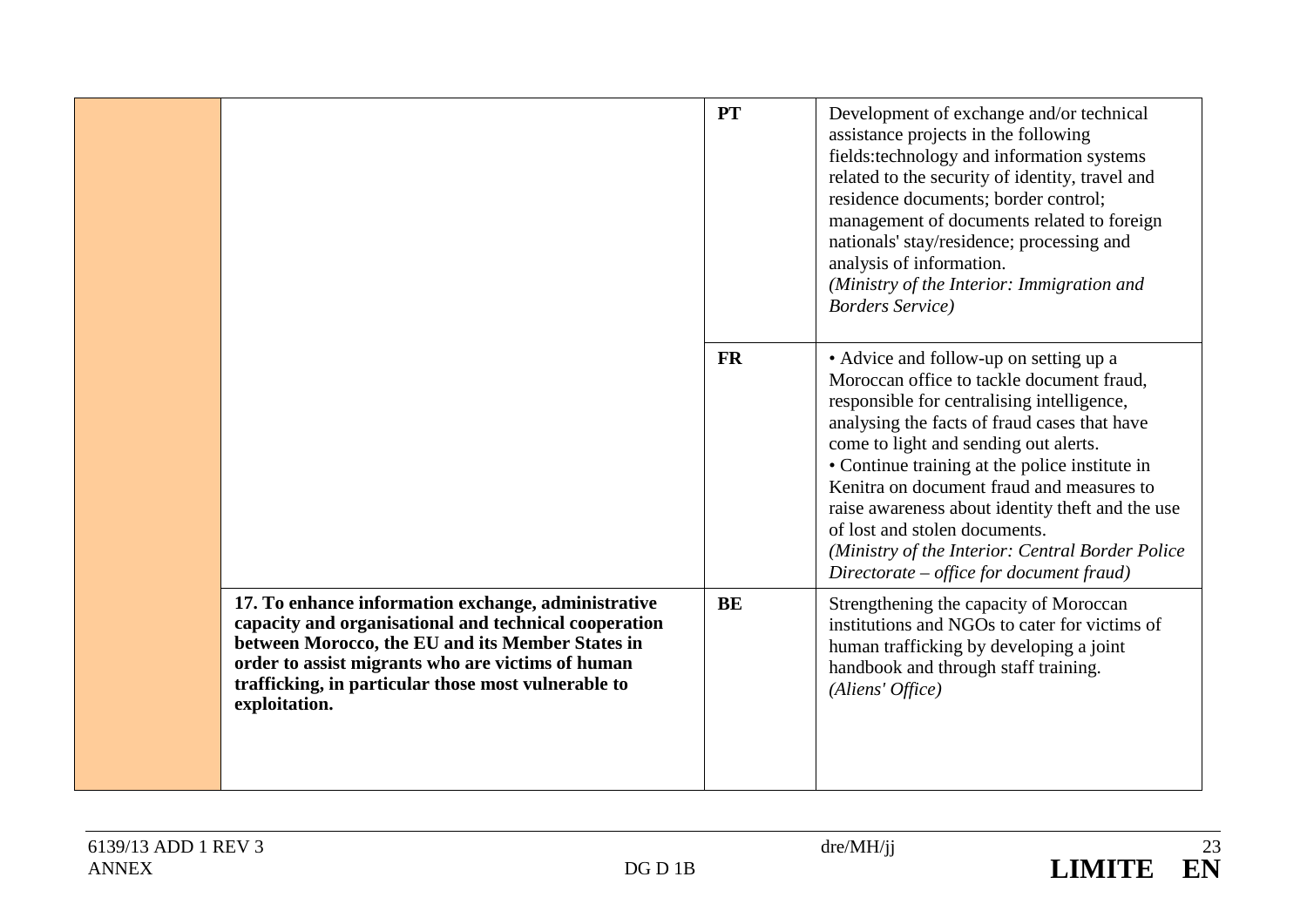| | | | |
|---|---|---|---|
| | | **PT** | Development of exchange and/or technical assistance projects in the following fields:technology and information systems related to the security of identity, travel and residence documents; border control; management of documents related to foreign nationals' stay/residence; processing and analysis of information.<br>*(Ministry of the Interior: Immigration and Borders Service)* |
| | | **FR** | • Advice and follow-up on setting up a Moroccan office to tackle document fraud, responsible for centralising intelligence, analysing the facts of fraud cases that have come to light and sending out alerts.<br>• Continue training at the police institute in Kenitra on document fraud and measures to raise awareness about identity theft and the use of lost and stolen documents.<br>*(Ministry of the Interior: Central Border Police Directorate – office for document fraud)* |
| | **17. To enhance information exchange, administrative capacity and organisational and technical cooperation between Morocco, the EU and its Member States in order to assist migrants who are victims of human trafficking, in particular those most vulnerable to exploitation.** | **BE** | Strengthening the capacity of Moroccan institutions and NGOs to cater for victims of human trafficking by developing a joint handbook and through staff training.<br>*(Aliens' Office)* |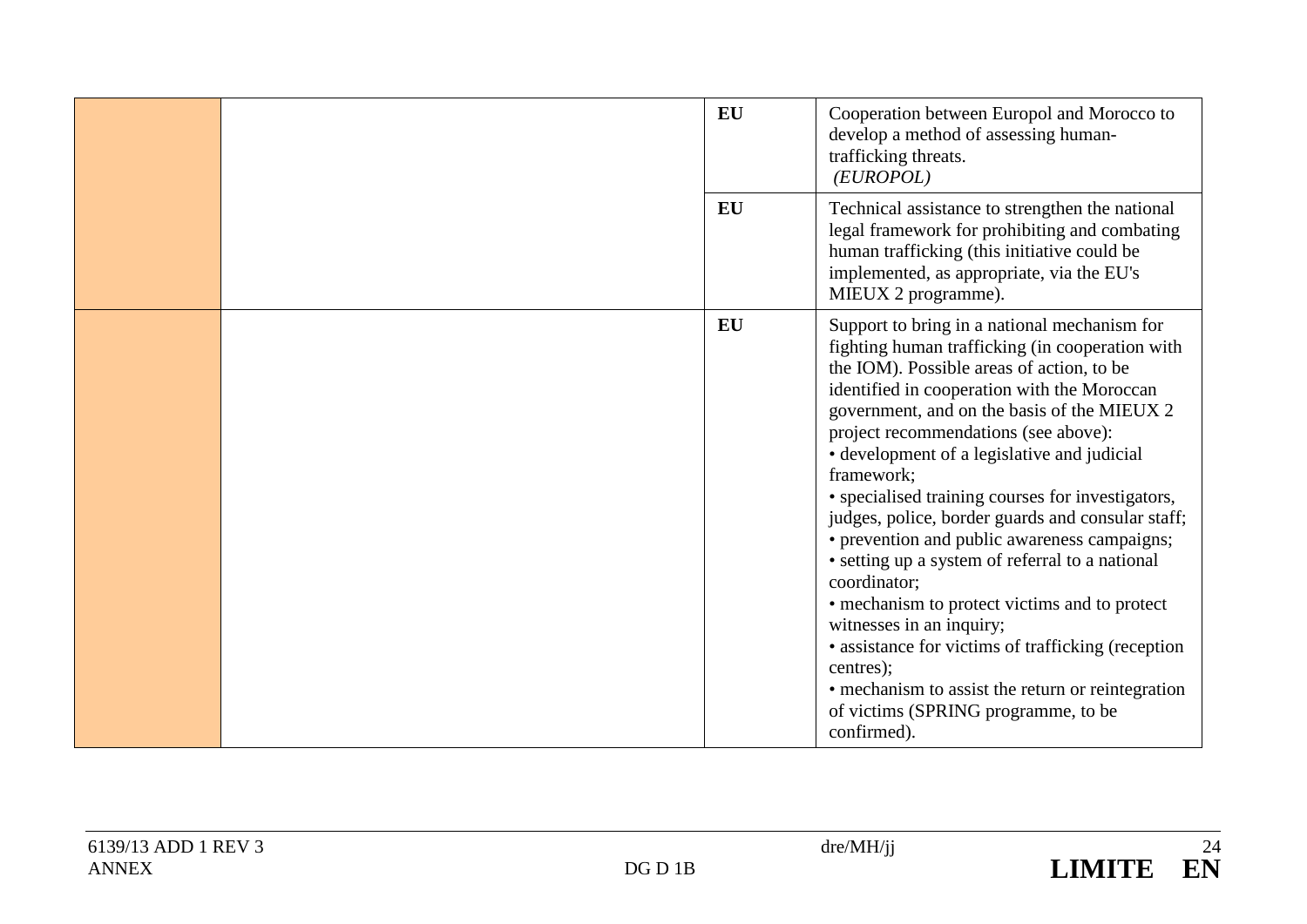| | | | |
|---|---|---|---|
| | | **EU** | Cooperation between Europol and Morocco to develop a method of assessing human-trafficking threats. *(EUROPOL)* |
| | | **EU** | Technical assistance to strengthen the national legal framework for prohibiting and combating human trafficking (this initiative could be implemented, as appropriate, via the EU's MIEUX 2 programme). |
| | | **EU** | Support to bring in a national mechanism for fighting human trafficking (in cooperation with the IOM). Possible areas of action, to be identified in cooperation with the Moroccan government, and on the basis of the MIEUX 2 project recommendations (see above):<br>• development of a legislative and judicial framework;<br>• specialised training courses for investigators, judges, police, border guards and consular staff;<br>• prevention and public awareness campaigns;<br>• setting up a system of referral to a national coordinator;<br>• mechanism to protect victims and to protect witnesses in an inquiry;<br>• assistance for victims of trafficking (reception centres);<br>• mechanism to assist the return or reintegration of victims (SPRING programme, to be confirmed). |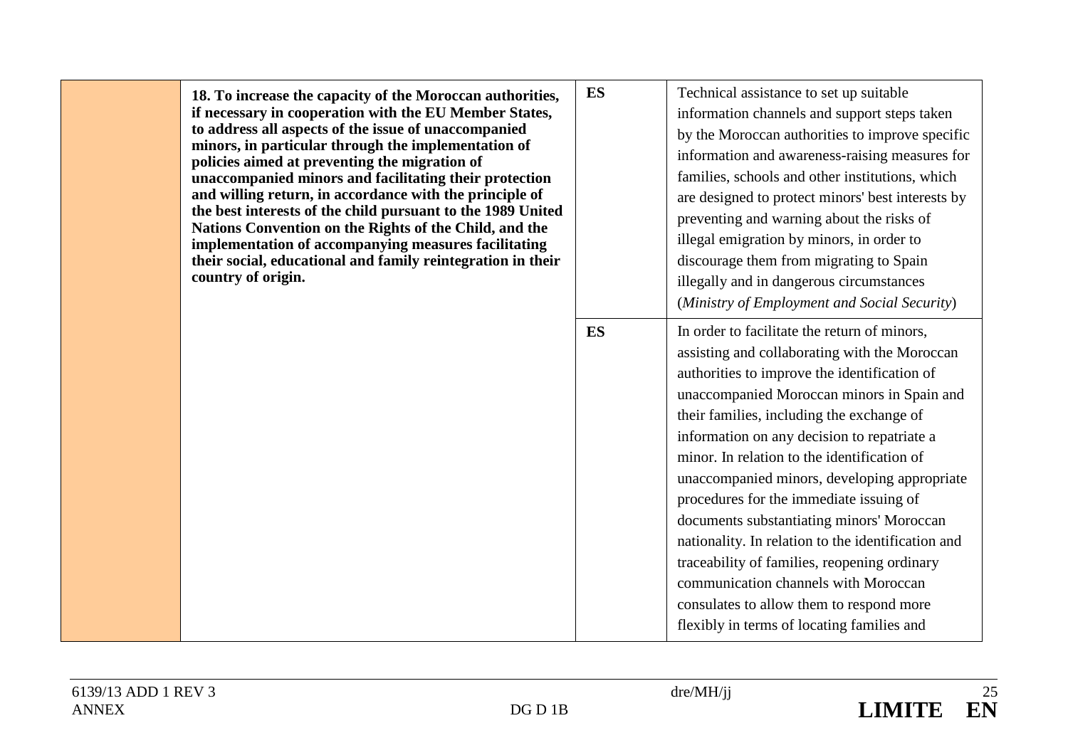|  |  |  |  |
|---|---|---|---|
|  | **18. To increase the capacity of the Moroccan authorities, if necessary in cooperation with the EU Member States, to address all aspects of the issue of unaccompanied minors, in particular through the implementation of policies aimed at preventing the migration of unaccompanied minors and facilitating their protection and willing return, in accordance with the principle of the best interests of the child pursuant to the 1989 United Nations Convention on the Rights of the Child, and the implementation of accompanying measures facilitating their social, educational and family reintegration in their country of origin.** | **ES** | Technical assistance to set up suitable information channels and support steps taken by the Moroccan authorities to improve specific information and awareness-raising measures for families, schools and other institutions, which are designed to protect minors' best interests by preventing and warning about the risks of illegal emigration by minors, in order to discourage them from migrating to Spain illegally and in dangerous circumstances (*Ministry of Employment and Social Security*) |
|  |  | **ES** | In order to facilitate the return of minors, assisting and collaborating with the Moroccan authorities to improve the identification of unaccompanied Moroccan minors in Spain and their families, including the exchange of information on any decision to repatriate a minor. In relation to the identification of unaccompanied minors, developing appropriate procedures for the immediate issuing of documents substantiating minors' Moroccan nationality. In relation to the identification and traceability of families, reopening ordinary communication channels with Moroccan consulates to allow them to respond more flexibly in terms of locating families and |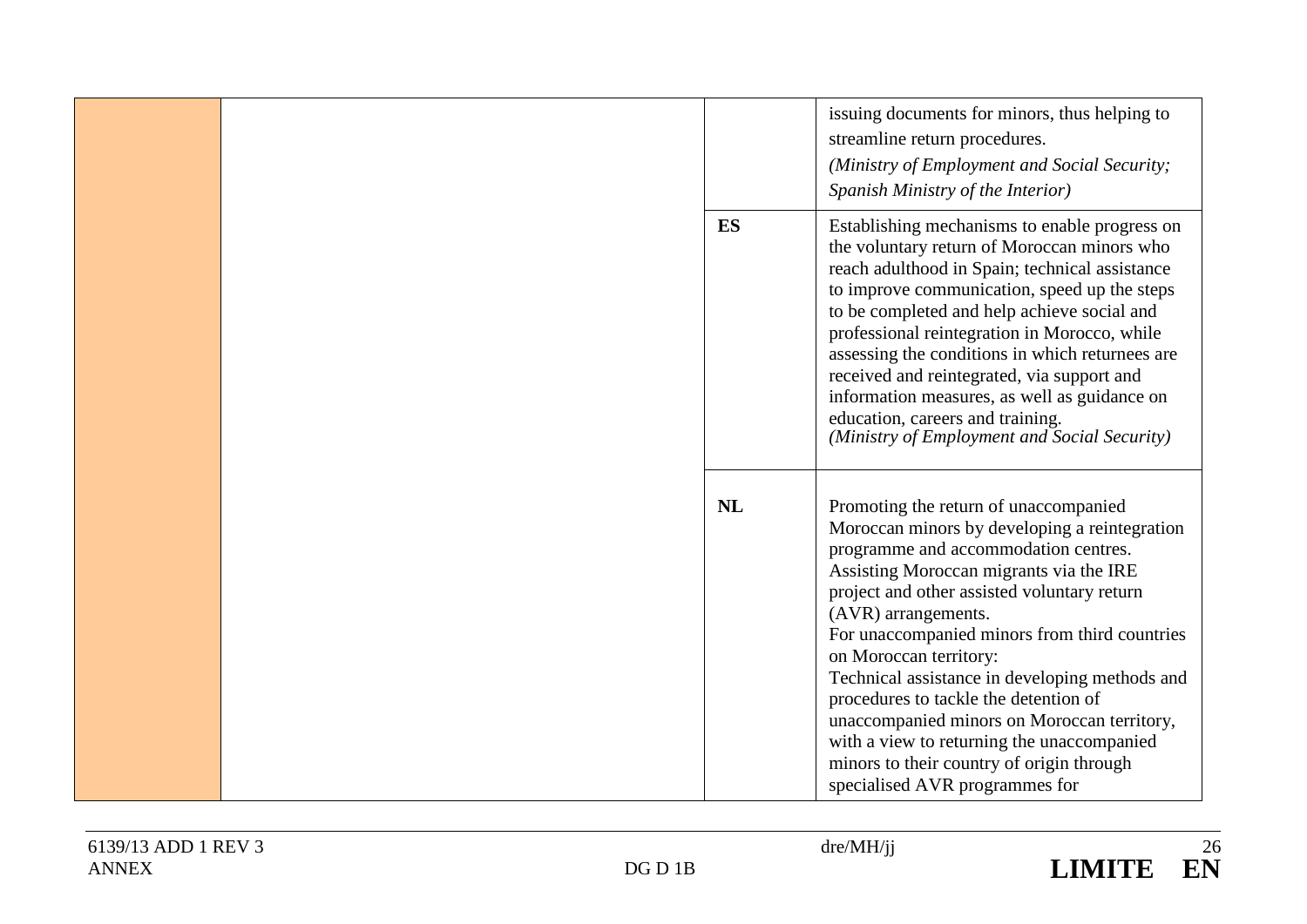| | | | |
|---|---|---|---|
| | | | issuing documents for minors, thus helping to streamline return procedures. *(Ministry of Employment and Social Security; Spanish Ministry of the Interior)* |
| | | **ES** | Establishing mechanisms to enable progress on the voluntary return of Moroccan minors who reach adulthood in Spain; technical assistance to improve communication, speed up the steps to be completed and help achieve social and professional reintegration in Morocco, while assessing the conditions in which returnees are received and reintegrated, via support and information measures, as well as guidance on education, careers and training. *(Ministry of Employment and Social Security)* |
| | | **NL** | Promoting the return of unaccompanied Moroccan minors by developing a reintegration programme and accommodation centres. Assisting Moroccan migrants via the IRE project and other assisted voluntary return (AVR) arrangements. For unaccompanied minors from third countries on Moroccan territory: Technical assistance in developing methods and procedures to tackle the detention of unaccompanied minors on Moroccan territory, with a view to returning the unaccompanied minors to their country of origin through specialised AVR programmes for |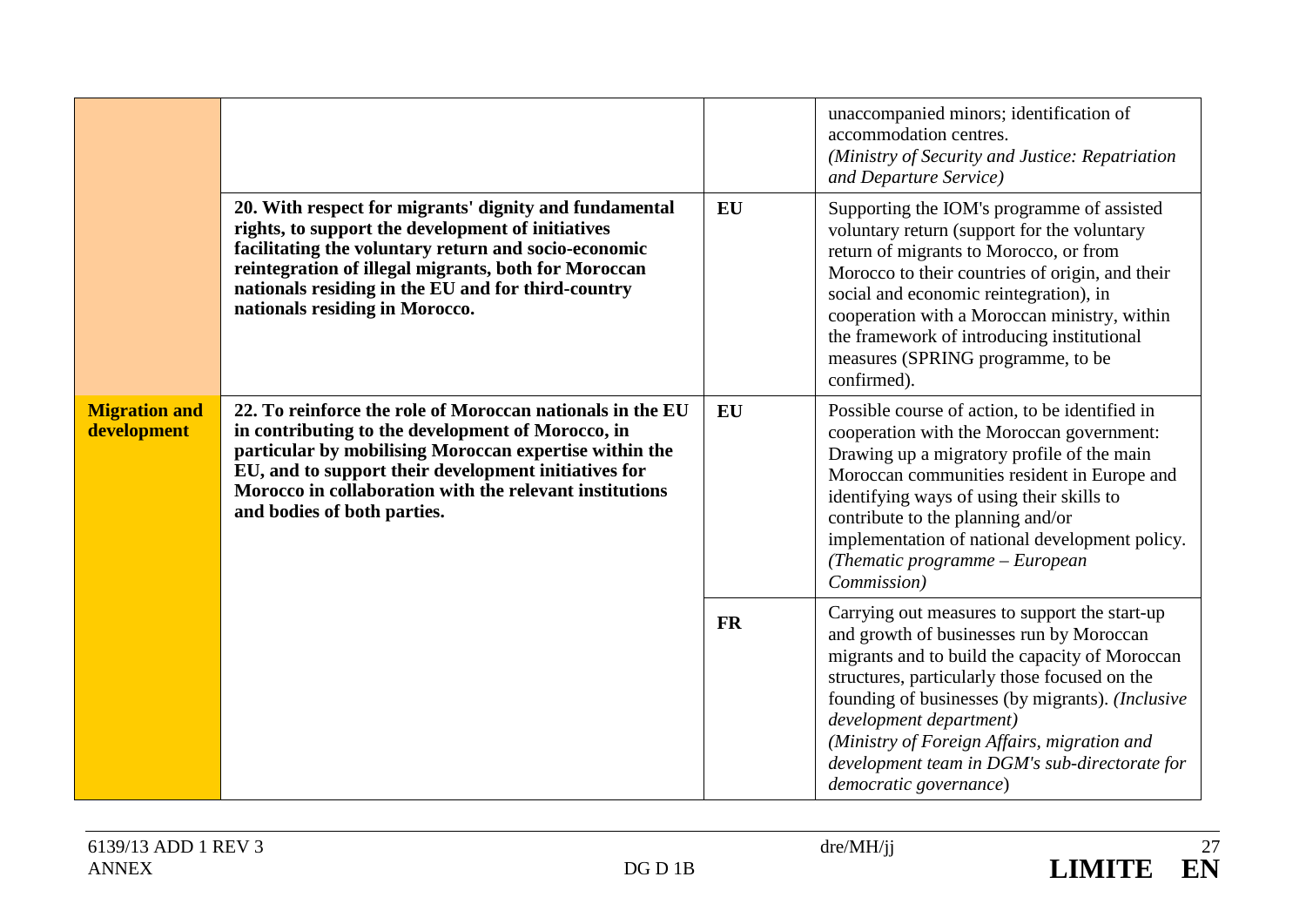| | | | |
|---|---|---|---|
| | | | unaccompanied minors; identification of accommodation centres. *(Ministry of Security and Justice: Repatriation and Departure Service)* |
| | **20. With respect for migrants' dignity and fundamental rights, to support the development of initiatives facilitating the voluntary return and socio-economic reintegration of illegal migrants, both for Moroccan nationals residing in the EU and for third-country nationals residing in Morocco.** | **EU** | Supporting the IOM's programme of assisted voluntary return (support for the voluntary return of migrants to Morocco, or from Morocco to their countries of origin, and their social and economic reintegration), in cooperation with a Moroccan ministry, within the framework of introducing institutional measures (SPRING programme, to be confirmed). |
| **Migration and development** | **22. To reinforce the role of Moroccan nationals in the EU in contributing to the development of Morocco, in particular by mobilising Moroccan expertise within the EU, and to support their development initiatives for Morocco in collaboration with the relevant institutions and bodies of both parties.** | **EU** | Possible course of action, to be identified in cooperation with the Moroccan government: Drawing up a migratory profile of the main Moroccan communities resident in Europe and identifying ways of using their skills to contribute to the planning and/or implementation of national development policy. *(Thematic programme – European Commission)* |
| | | **FR** | Carrying out measures to support the start-up and growth of businesses run by Moroccan migrants and to build the capacity of Moroccan structures, particularly those focused on the founding of businesses (by migrants). *(Inclusive development department)* *(Ministry of Foreign Affairs, migration and development team in DGM's sub-directorate for democratic governance)* |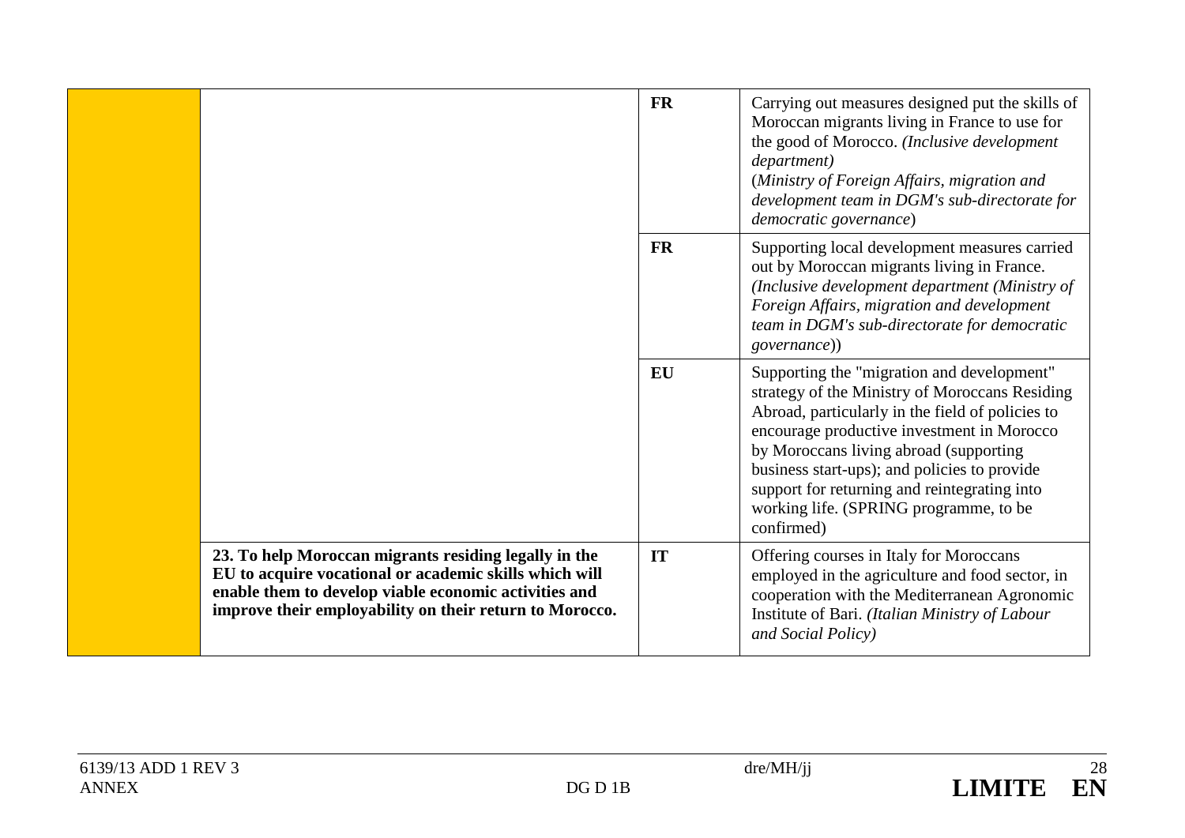| | | | |
|---|---|---|---|
| | | **FR** | Carrying out measures designed put the skills of Moroccan migrants living in France to use for the good of Morocco. *(Inclusive development department)* (*Ministry of Foreign Affairs, migration and development team in DGM's sub-directorate for democratic governance*) |
| | | **FR** | Supporting local development measures carried out by Moroccan migrants living in France. *(Inclusive development department (Ministry of Foreign Affairs, migration and development team in DGM's sub-directorate for democratic governance*)) |
| | | **EU** | Supporting the "migration and development" strategy of the Ministry of Moroccans Residing Abroad, particularly in the field of policies to encourage productive investment in Morocco by Moroccans living abroad (supporting business start-ups); and policies to provide support for returning and reintegrating into working life. (SPRING programme, to be confirmed) |
| | **23. To help Moroccan migrants residing legally in the EU to acquire vocational or academic skills which will enable them to develop viable economic activities and improve their employability on their return to Morocco.** | **IT** | Offering courses in Italy for Moroccans employed in the agriculture and food sector, in cooperation with the Mediterranean Agronomic Institute of Bari. *(Italian Ministry of Labour and Social Policy)* |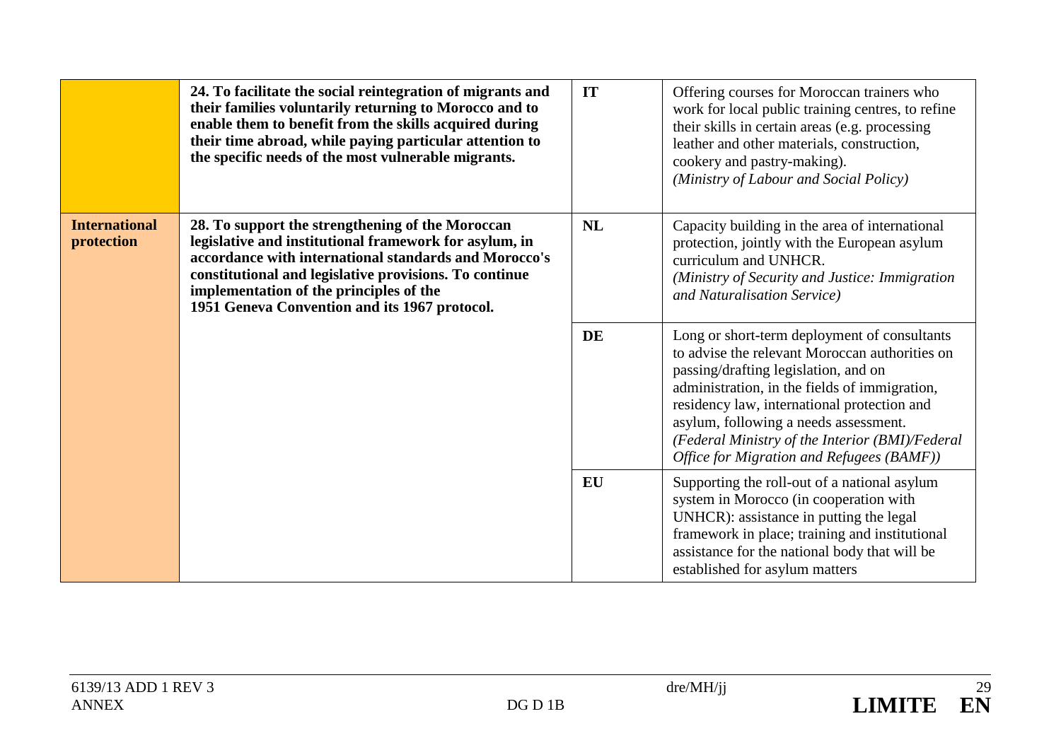| | | | |
|---|---|---|---|
| | **24. To facilitate the social reintegration of migrants and their families voluntarily returning to Morocco and to enable them to benefit from the skills acquired during their time abroad, while paying particular attention to the specific needs of the most vulnerable migrants.** | **IT** | Offering courses for Moroccan trainers who work for local public training centres, to refine their skills in certain areas (e.g. processing leather and other materials, construction, cookery and pastry-making). *(Ministry of Labour and Social Policy)* |
| **International protection** | **28. To support the strengthening of the Moroccan legislative and institutional framework for asylum, in accordance with international standards and Morocco's constitutional and legislative provisions. To continue implementation of the principles of the 1951 Geneva Convention and its 1967 protocol.** | **NL** | Capacity building in the area of international protection, jointly with the European asylum curriculum and UNHCR. *(Ministry of Security and Justice: Immigration and Naturalisation Service)* |
| | | **DE** | Long or short-term deployment of consultants to advise the relevant Moroccan authorities on passing/drafting legislation, and on administration, in the fields of immigration, residency law, international protection and asylum, following a needs assessment. *(Federal Ministry of the Interior (BMI)/Federal Office for Migration and Refugees (BAMF))* |
| | | **EU** | Supporting the roll-out of a national asylum system in Morocco (in cooperation with UNHCR): assistance in putting the legal framework in place; training and institutional assistance for the national body that will be established for asylum matters |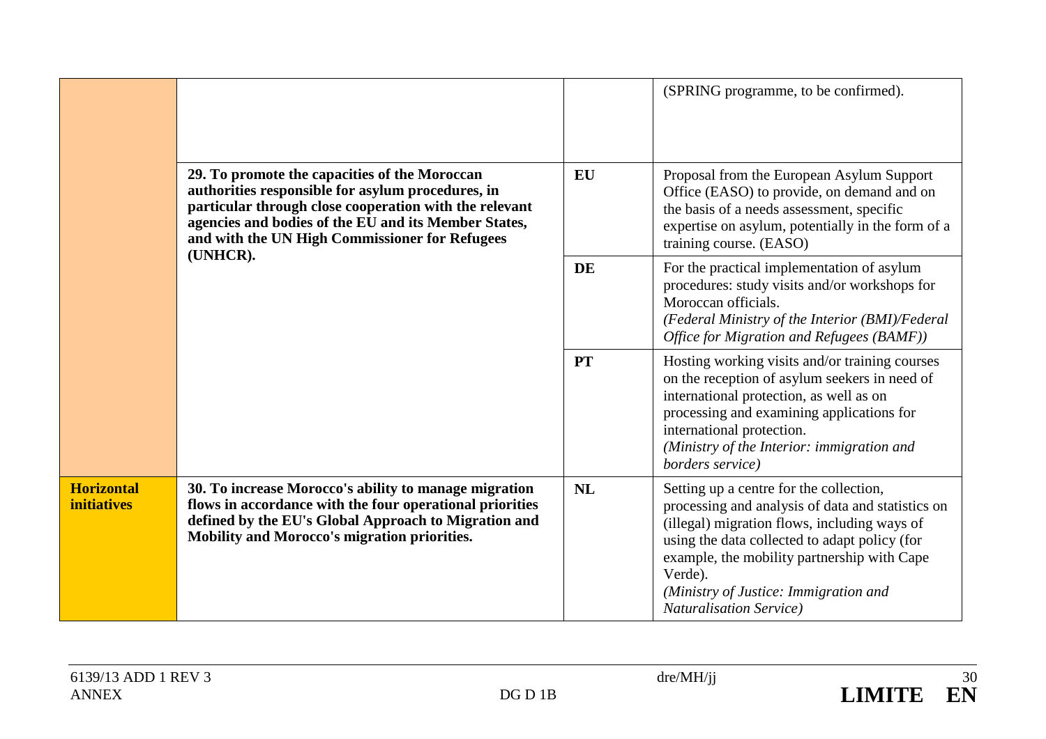| | | | |
|---|---|---|---|
| | | | (SPRING programme, to be confirmed). |
| | **29. To promote the capacities of the Moroccan authorities responsible for asylum procedures, in particular through close cooperation with the relevant agencies and bodies of the EU and its Member States, and with the UN High Commissioner for Refugees (UNHCR).** | **EU** | Proposal from the European Asylum Support Office (EASO) to provide, on demand and on the basis of a needs assessment, specific expertise on asylum, potentially in the form of a training course. (EASO) |
| | | **DE** | For the practical implementation of asylum procedures: study visits and/or workshops for Moroccan officials. *(Federal Ministry of the Interior (BMI)/Federal Office for Migration and Refugees (BAMF))* |
| | | **PT** | Hosting working visits and/or training courses on the reception of asylum seekers in need of international protection, as well as on processing and examining applications for international protection. *(Ministry of the Interior: immigration and borders service)* |
| **Horizontal initiatives** | **30. To increase Morocco's ability to manage migration flows in accordance with the four operational priorities defined by the EU's Global Approach to Migration and Mobility and Morocco's migration priorities.** | **NL** | Setting up a centre for the collection, processing and analysis of data and statistics on (illegal) migration flows, including ways of using the data collected to adapt policy (for example, the mobility partnership with Cape Verde). *(Ministry of Justice: Immigration and Naturalisation Service)* |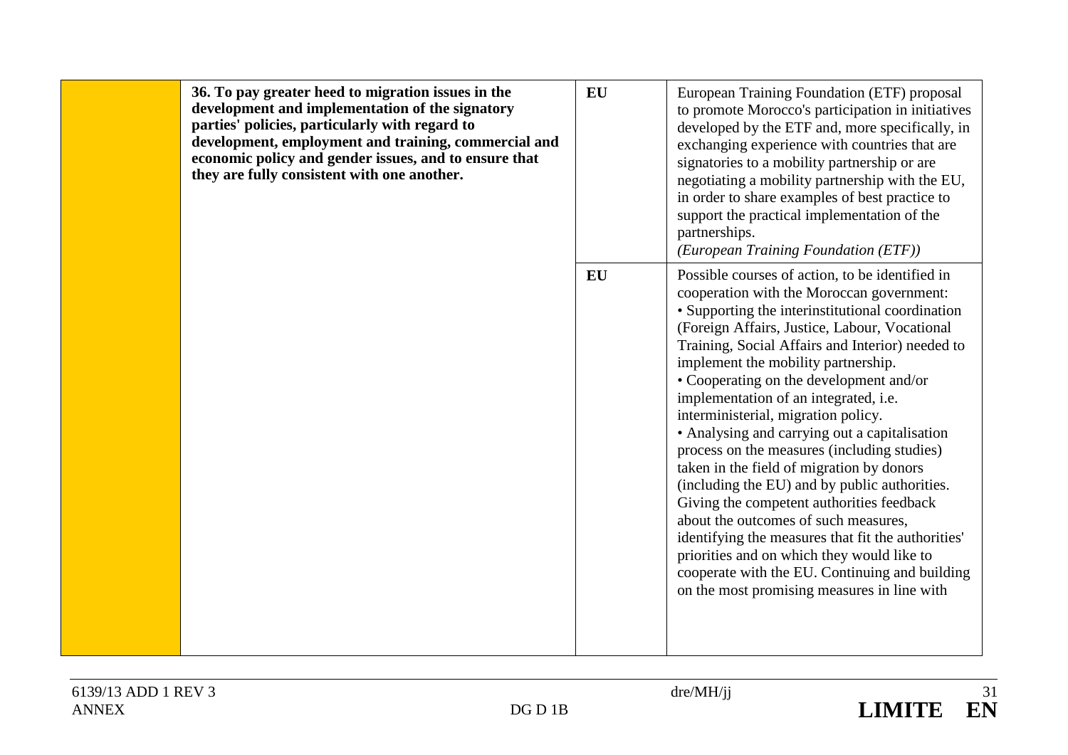|  | **36. To pay greater heed to migration issues in the development and implementation of the signatory parties' policies, particularly with regard to development, employment and training, commercial and economic policy and gender issues, and to ensure that they are fully consistent with one another.** | **EU** | European Training Foundation (ETF) proposal to promote Morocco's participation in initiatives developed by the ETF and, more specifically, in exchanging experience with countries that are signatories to a mobility partnership or are negotiating a mobility partnership with the EU, in order to share examples of best practice to support the practical implementation of the partnerships.<br>*(European Training Foundation (ETF))* |
|---|---|---|---|
|  |  | **EU** | Possible courses of action, to be identified in cooperation with the Moroccan government:<br>• Supporting the interinstitutional coordination (Foreign Affairs, Justice, Labour, Vocational Training, Social Affairs and Interior) needed to implement the mobility partnership.<br>• Cooperating on the development and/or implementation of an integrated, i.e. interministerial, migration policy.<br>• Analysing and carrying out a capitalisation process on the measures (including studies) taken in the field of migration by donors (including the EU) and by public authorities. Giving the competent authorities feedback about the outcomes of such measures, identifying the measures that fit the authorities' priorities and on which they would like to cooperate with the EU. Continuing and building on the most promising measures in line with |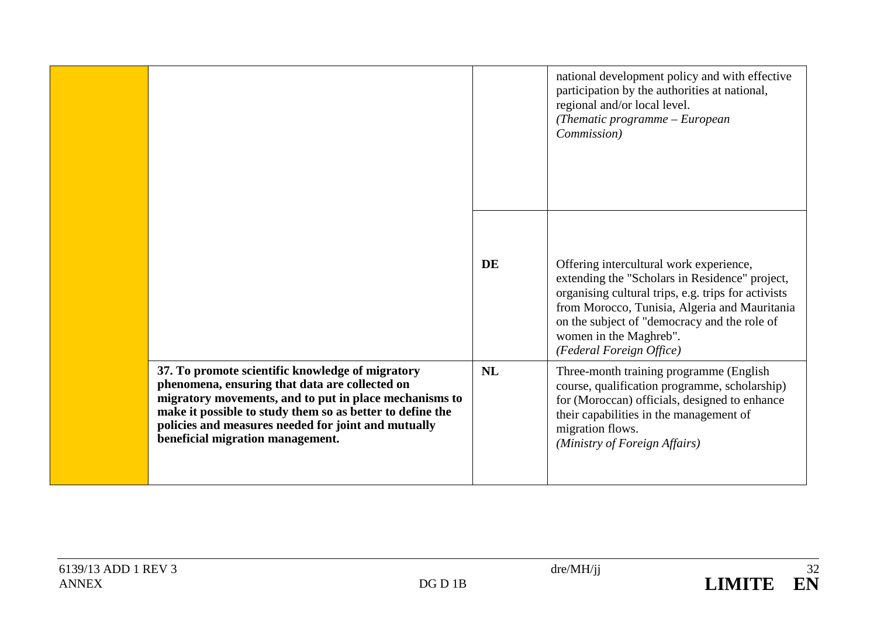| | | | |
|---|---|---|---|
| | | | national development policy and with effective participation by the authorities at national, regional and/or local level. *(Thematic programme – European Commission)* |
| | | **DE** | Offering intercultural work experience, extending the "Scholars in Residence" project, organising cultural trips, e.g. trips for activists from Morocco, Tunisia, Algeria and Mauritania on the subject of "democracy and the role of women in the Maghreb". *(Federal Foreign Office)* |
| | **37. To promote scientific knowledge of migratory phenomena, ensuring that data are collected on migratory movements, and to put in place mechanisms to make it possible to study them so as better to define the policies and measures needed for joint and mutually beneficial migration management.** | **NL** | Three-month training programme (English course, qualification programme, scholarship) for (Moroccan) officials, designed to enhance their capabilities in the management of migration flows. *(Ministry of Foreign Affairs)* |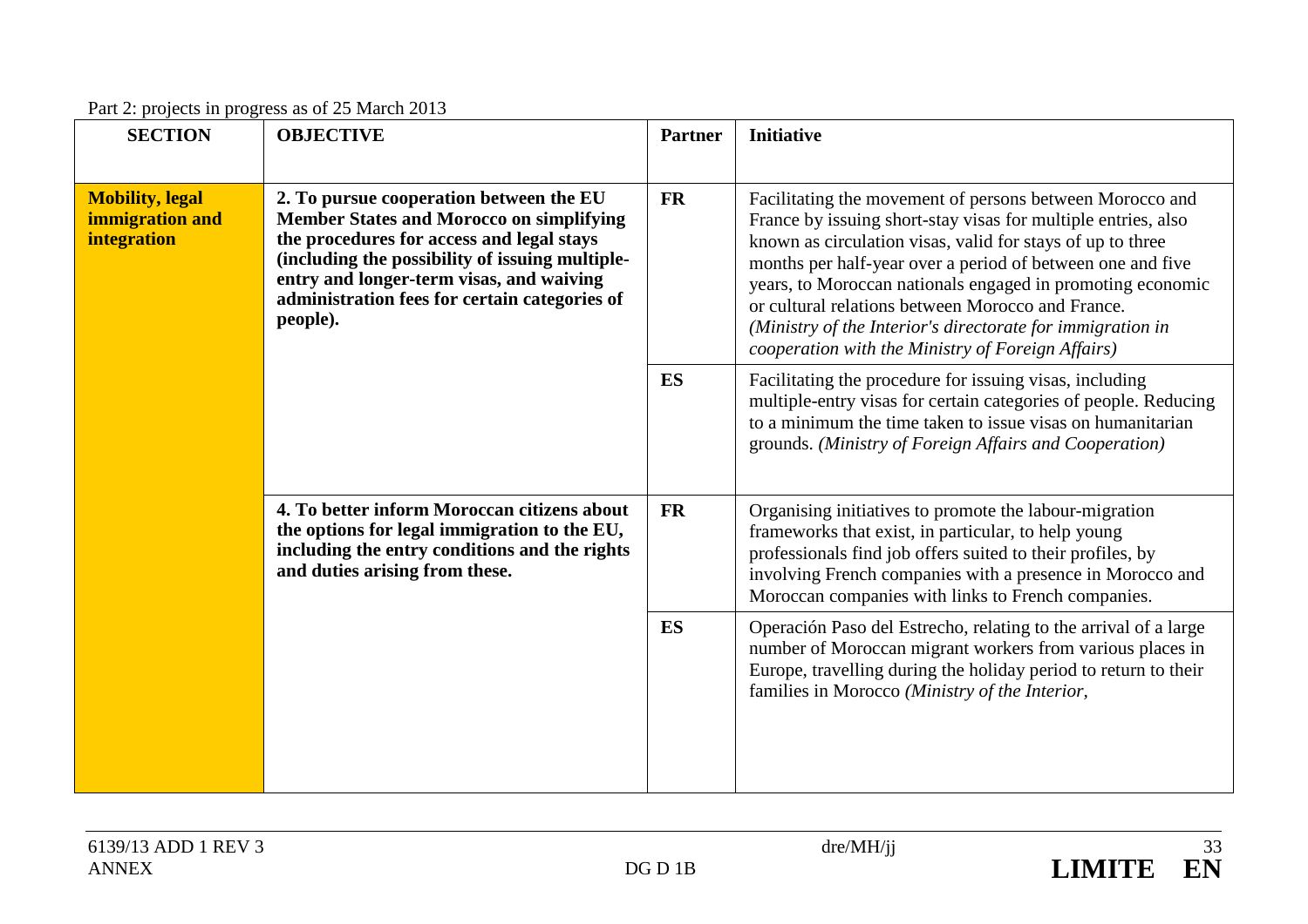Part 2: projects in progress as of 25 March 2013

| SECTION | OBJECTIVE | Partner | Initiative |
|---|---|---|---|
| **Mobility, legal immigration and integration** | **2. To pursue cooperation between the EU Member States and Morocco on simplifying the procedures for access and legal stays (including the possibility of issuing multiple-entry and longer-term visas, and waiving administration fees for certain categories of people).** | **FR** | Facilitating the movement of persons between Morocco and France by issuing short-stay visas for multiple entries, also known as circulation visas, valid for stays of up to three months per half-year over a period of between one and five years, to Moroccan nationals engaged in promoting economic or cultural relations between Morocco and France. *(Ministry of the Interior's directorate for immigration in cooperation with the Ministry of Foreign Affairs)* |
| | | **ES** | Facilitating the procedure for issuing visas, including multiple-entry visas for certain categories of people. Reducing to a minimum the time taken to issue visas on humanitarian grounds. *(Ministry of Foreign Affairs and Cooperation)* |
| | **4. To better inform Moroccan citizens about the options for legal immigration to the EU, including the entry conditions and the rights and duties arising from these.** | **FR** | Organising initiatives to promote the labour-migration frameworks that exist, in particular, to help young professionals find job offers suited to their profiles, by involving French companies with a presence in Morocco and Moroccan companies with links to French companies. |
| | | **ES** | Operación Paso del Estrecho, relating to the arrival of a large number of Moroccan migrant workers from various places in Europe, travelling during the holiday period to return to their families in Morocco *(Ministry of the Interior,* |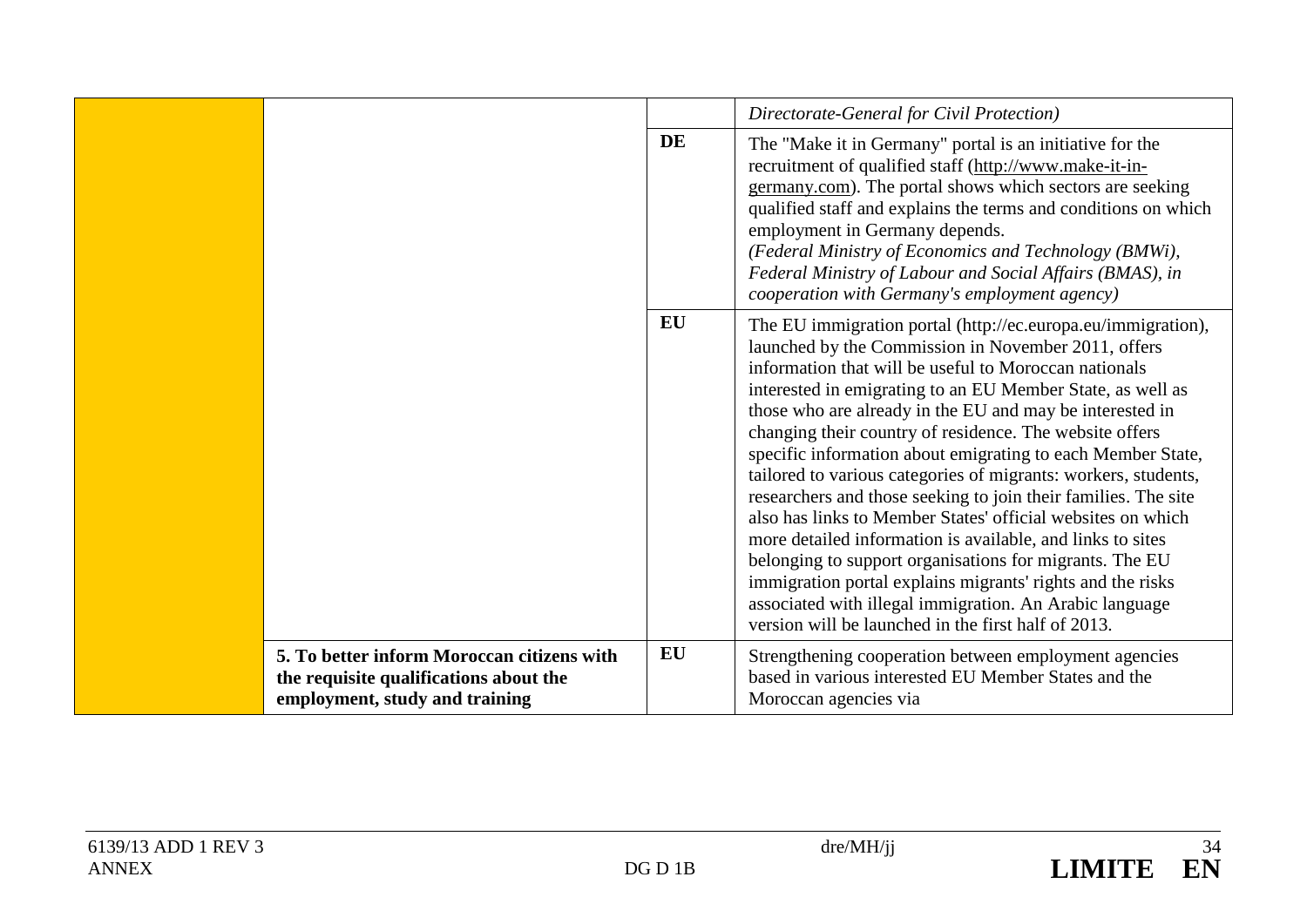| | | | |
|---|---|---|---|
| | | | *Directorate-General for Civil Protection)* |
| | | **DE** | The "Make it in Germany" portal is an initiative for the recruitment of qualified staff (http://www.make-it-in-germany.com). The portal shows which sectors are seeking qualified staff and explains the terms and conditions on which employment in Germany depends.<br>*(Federal Ministry of Economics and Technology (BMWi), Federal Ministry of Labour and Social Affairs (BMAS), in cooperation with Germany's employment agency)* |
| | | **EU** | The EU immigration portal (http://ec.europa.eu/immigration), launched by the Commission in November 2011, offers information that will be useful to Moroccan nationals interested in emigrating to an EU Member State, as well as those who are already in the EU and may be interested in changing their country of residence. The website offers specific information about emigrating to each Member State, tailored to various categories of migrants: workers, students, researchers and those seeking to join their families. The site also has links to Member States' official websites on which more detailed information is available, and links to sites belonging to support organisations for migrants. The EU immigration portal explains migrants' rights and the risks associated with illegal immigration. An Arabic language version will be launched in the first half of 2013. |
| | **5. To better inform Moroccan citizens with the requisite qualifications about the employment, study and training** | **EU** | Strengthening cooperation between employment agencies based in various interested EU Member States and the Moroccan agencies via |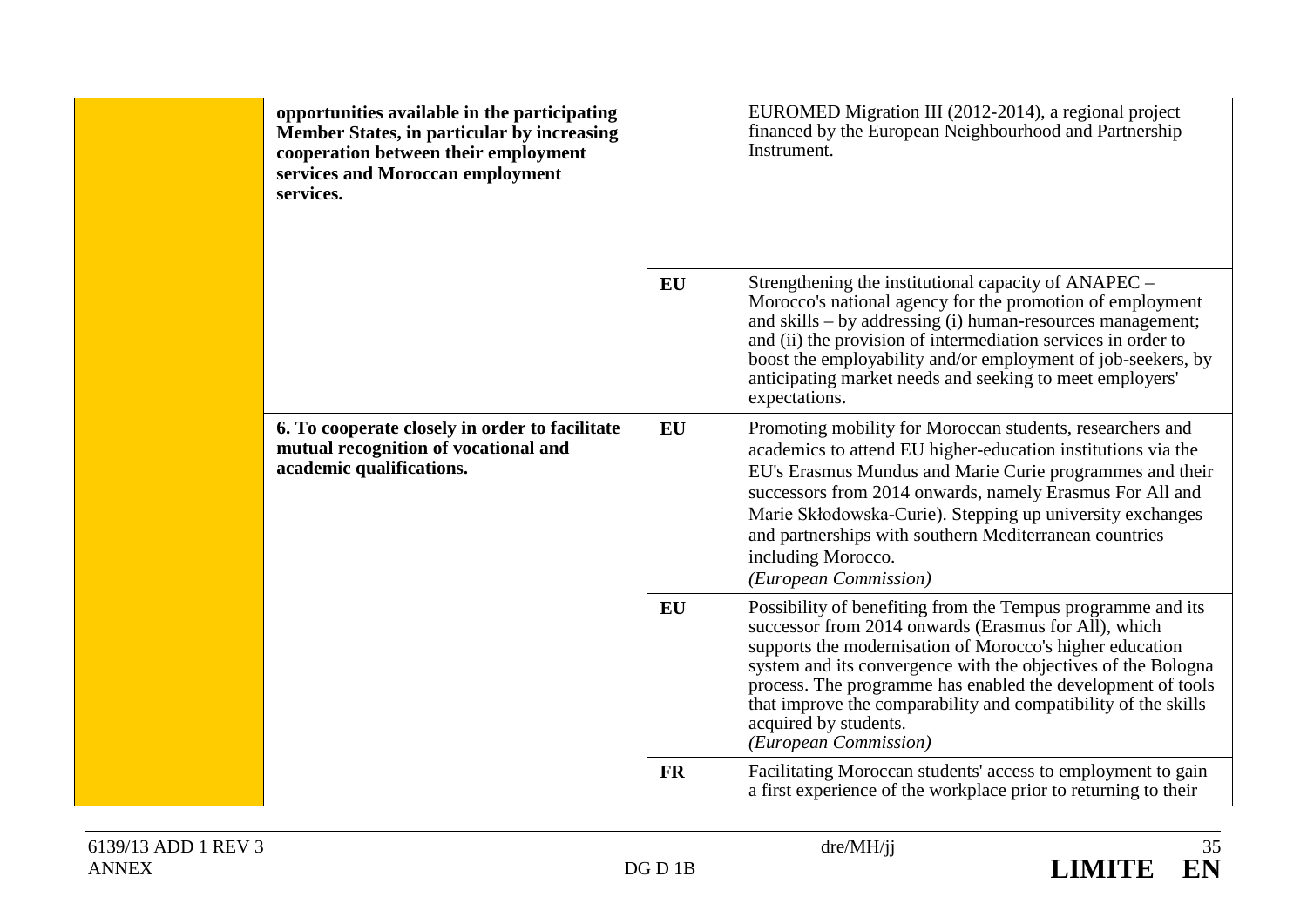| | | | |
|---|---|---|---|
| | **opportunities available in the participating Member States, in particular by increasing cooperation between their employment services and Moroccan employment services.** | | EUROMED Migration III (2012-2014), a regional project financed by the European Neighbourhood and Partnership Instrument. |
| | | **EU** | Strengthening the institutional capacity of ANAPEC – Morocco's national agency for the promotion of employment and skills – by addressing (i) human-resources management; and (ii) the provision of intermediation services in order to boost the employability and/or employment of job-seekers, by anticipating market needs and seeking to meet employers' expectations. |
| | **6. To cooperate closely in order to facilitate mutual recognition of vocational and academic qualifications.** | **EU** | Promoting mobility for Moroccan students, researchers and academics to attend EU higher-education institutions via the EU's Erasmus Mundus and Marie Curie programmes and their successors from 2014 onwards, namely Erasmus For All and Marie Skłodowska-Curie). Stepping up university exchanges and partnerships with southern Mediterranean countries including Morocco. *(European Commission)* |
| | | **EU** | Possibility of benefiting from the Tempus programme and its successor from 2014 onwards (Erasmus for All), which supports the modernisation of Morocco's higher education system and its convergence with the objectives of the Bologna process. The programme has enabled the development of tools that improve the comparability and compatibility of the skills acquired by students. *(European Commission)* |
| | | **FR** | Facilitating Moroccan students' access to employment to gain a first experience of the workplace prior to returning to their |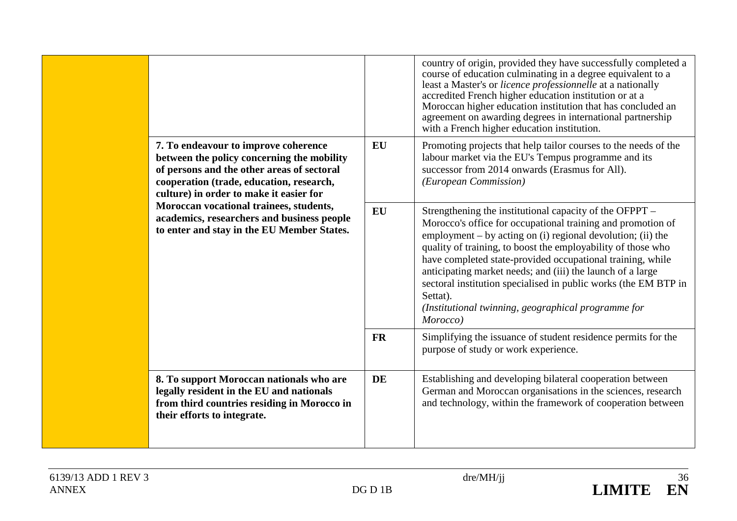| | | | |
|---|---|---|---|
| | | | country of origin, provided they have successfully completed a course of education culminating in a degree equivalent to a least a Master's or *licence professionnelle* at a nationally accredited French higher education institution or at a Moroccan higher education institution that has concluded an agreement on awarding degrees in international partnership with a French higher education institution. |
| | **7. To endeavour to improve coherence between the policy concerning the mobility of persons and the other areas of sectoral cooperation (trade, education, research, culture) in order to make it easier for Moroccan vocational trainees, students, academics, researchers and business people to enter and stay in the EU Member States.** | **EU** | Promoting projects that help tailor courses to the needs of the labour market via the EU's Tempus programme and its successor from 2014 onwards (Erasmus for All).<br>*(European Commission)* |
| | | **EU** | Strengthening the institutional capacity of the OFPPT – Morocco's office for occupational training and promotion of employment – by acting on (i) regional devolution; (ii) the quality of training, to boost the employability of those who have completed state-provided occupational training, while anticipating market needs; and (iii) the launch of a large sectoral institution specialised in public works (the EM BTP in Settat).<br>*(Institutional twinning, geographical programme for Morocco)* |
| | | **FR** | Simplifying the issuance of student residence permits for the purpose of study or work experience. |
| | **8. To support Moroccan nationals who are legally resident in the EU and nationals from third countries residing in Morocco in their efforts to integrate.** | **DE** | Establishing and developing bilateral cooperation between German and Moroccan organisations in the sciences, research and technology, within the framework of cooperation between |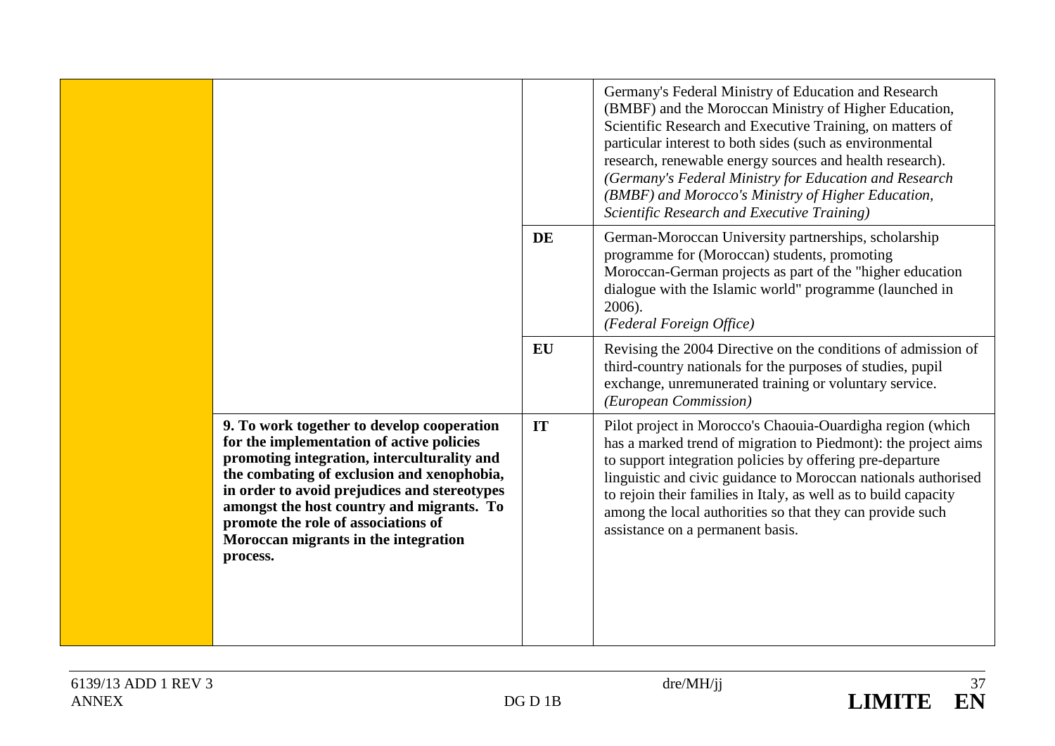| | | | |
|---|---|---|---|
| | | | Germany's Federal Ministry of Education and Research (BMBF) and the Moroccan Ministry of Higher Education, Scientific Research and Executive Training, on matters of particular interest to both sides (such as environmental research, renewable energy sources and health research).<br>*(Germany's Federal Ministry for Education and Research (BMBF) and Morocco's Ministry of Higher Education, Scientific Research and Executive Training)* |
| | | **DE** | German-Moroccan University partnerships, scholarship programme for (Moroccan) students, promoting Moroccan-German projects as part of the "higher education dialogue with the Islamic world" programme (launched in 2006).<br>*(Federal Foreign Office)* |
| | | **EU** | Revising the 2004 Directive on the conditions of admission of third-country nationals for the purposes of studies, pupil exchange, unremunerated training or voluntary service.<br>*(European Commission)* |
| | **9. To work together to develop cooperation for the implementation of active policies promoting integration, interculturality and the combating of exclusion and xenophobia, in order to avoid prejudices and stereotypes amongst the host country and migrants. To promote the role of associations of Moroccan migrants in the integration process.** | **IT** | Pilot project in Morocco's Chaouia-Ouardigha region (which has a marked trend of migration to Piedmont): the project aims to support integration policies by offering pre-departure linguistic and civic guidance to Moroccan nationals authorised to rejoin their families in Italy, as well as to build capacity among the local authorities so that they can provide such assistance on a permanent basis. |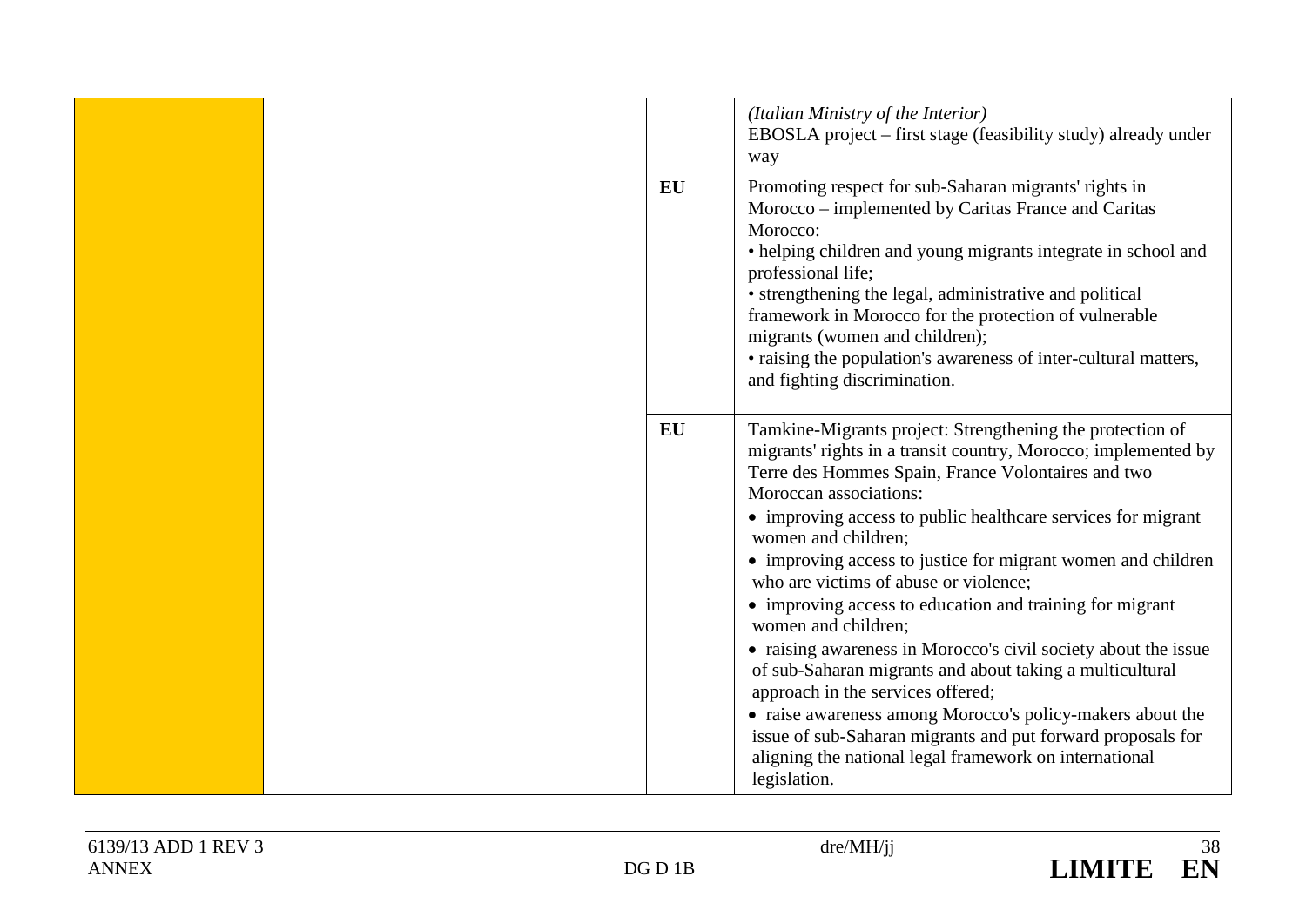| | | | |
|---|---|---|---|
| | | | *(Italian Ministry of the Interior)*<br>EBOSLA project – first stage (feasibility study) already under way |
| | | **EU** | Promoting respect for sub-Saharan migrants' rights in Morocco – implemented by Caritas France and Caritas Morocco:<br>• helping children and young migrants integrate in school and professional life;<br>• strengthening the legal, administrative and political framework in Morocco for the protection of vulnerable migrants (women and children);<br>• raising the population's awareness of inter-cultural matters, and fighting discrimination. |
| | | **EU** | Tamkine-Migrants project: Strengthening the protection of migrants' rights in a transit country, Morocco; implemented by Terre des Hommes Spain, France Volontaires and two Moroccan associations:<br>• improving access to public healthcare services for migrant women and children;<br>• improving access to justice for migrant women and children who are victims of abuse or violence;<br>• improving access to education and training for migrant women and children;<br>• raising awareness in Morocco's civil society about the issue of sub-Saharan migrants and about taking a multicultural approach in the services offered;<br>• raise awareness among Morocco's policy-makers about the issue of sub-Saharan migrants and put forward proposals for aligning the national legal framework on international legislation. |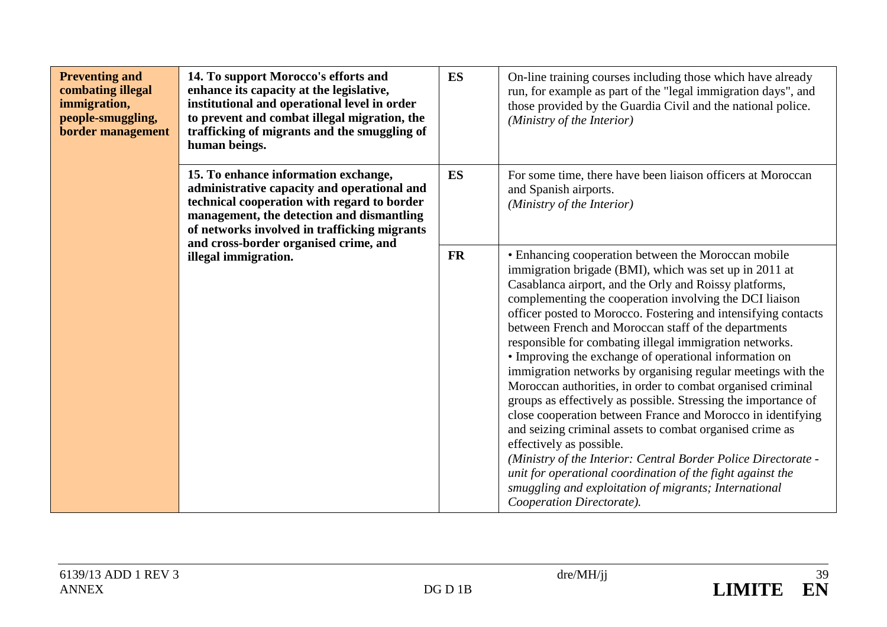| | | | |
|---|---|---|---|
| **Preventing and combating illegal immigration, people-smuggling, border management** | **14. To support Morocco's efforts and enhance its capacity at the legislative, institutional and operational level in order to prevent and combat illegal migration, the trafficking of migrants and the smuggling of human beings.** | **ES** | On-line training courses including those which have already run, for example as part of the "legal immigration days", and those provided by the Guardia Civil and the national police. *(Ministry of the Interior)* |
| | **15. To enhance information exchange, administrative capacity and operational and technical cooperation with regard to border management, the detection and dismantling of networks involved in trafficking migrants and cross-border organised crime, and illegal immigration.** | **ES** | For some time, there have been liaison officers at Moroccan and Spanish airports. *(Ministry of the Interior)* |
| | | **FR** | • Enhancing cooperation between the Moroccan mobile immigration brigade (BMI), which was set up in 2011 at Casablanca airport, and the Orly and Roissy platforms, complementing the cooperation involving the DCI liaison officer posted to Morocco. Fostering and intensifying contacts between French and Moroccan staff of the departments responsible for combating illegal immigration networks.<br>• Improving the exchange of operational information on immigration networks by organising regular meetings with the Moroccan authorities, in order to combat organised criminal groups as effectively as possible. Stressing the importance of close cooperation between France and Morocco in identifying and seizing criminal assets to combat organised crime as effectively as possible.<br>*(Ministry of the Interior: Central Border Police Directorate - unit for operational coordination of the fight against the smuggling and exploitation of migrants; International Cooperation Directorate).* |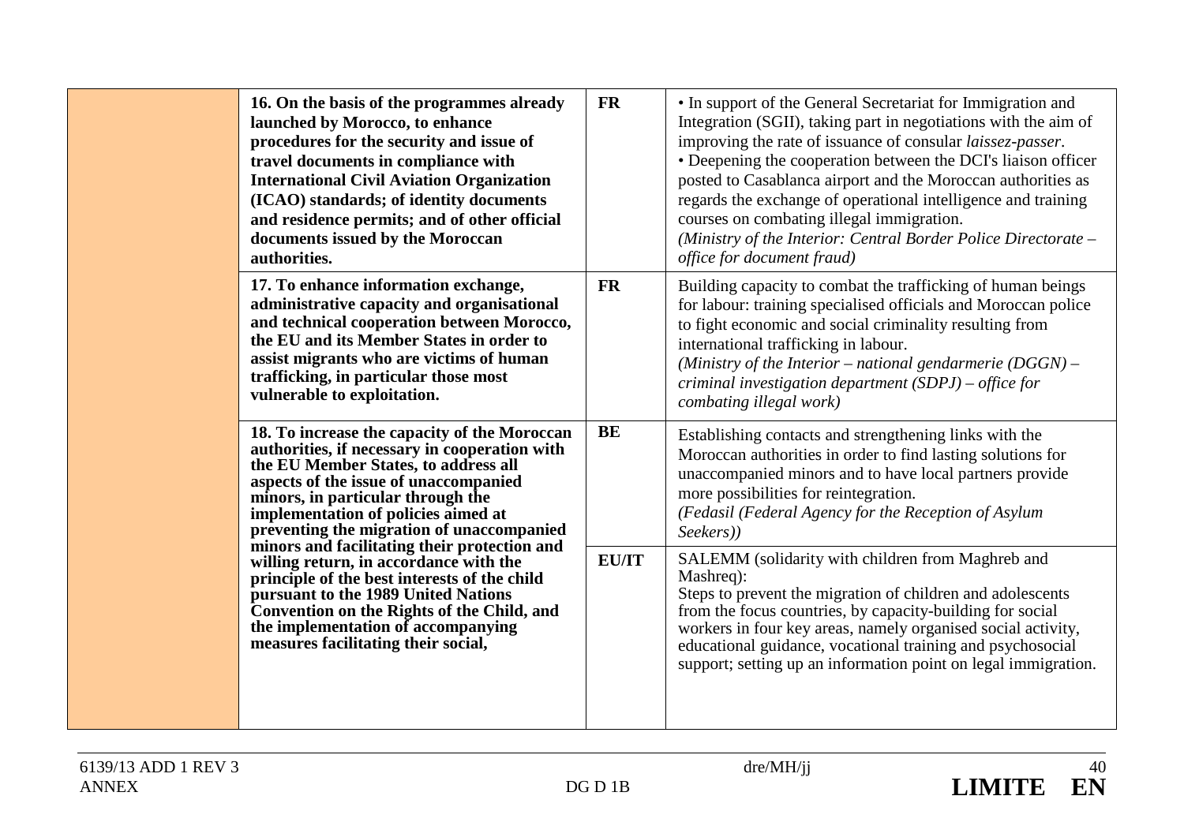| | | | |
|---|---|---|---|
| | **16. On the basis of the programmes already launched by Morocco, to enhance procedures for the security and issue of travel documents in compliance with International Civil Aviation Organization (ICAO) standards; of identity documents and residence permits; and of other official documents issued by the Moroccan authorities.** | **FR** | • In support of the General Secretariat for Immigration and Integration (SGII), taking part in negotiations with the aim of improving the rate of issuance of consular *laissez-passer*.<br>• Deepening the cooperation between the DCI's liaison officer posted to Casablanca airport and the Moroccan authorities as regards the exchange of operational intelligence and training courses on combating illegal immigration.<br>*(Ministry of the Interior: Central Border Police Directorate – office for document fraud)* |
| | **17. To enhance information exchange, administrative capacity and organisational and technical cooperation between Morocco, the EU and its Member States in order to assist migrants who are victims of human trafficking, in particular those most vulnerable to exploitation.** | **FR** | Building capacity to combat the trafficking of human beings for labour: training specialised officials and Moroccan police to fight economic and social criminality resulting from international trafficking in labour.<br>*(Ministry of the Interior – national gendarmerie (DGGN) – criminal investigation department (SDPJ) – office for combating illegal work)* |
| | **18. To increase the capacity of the Moroccan authorities, if necessary in cooperation with the EU Member States, to address all aspects of the issue of unaccompanied minors, in particular through the implementation of policies aimed at preventing the migration of unaccompanied minors and facilitating their protection and willing return, in accordance with the principle of the best interests of the child pursuant to the 1989 United Nations Convention on the Rights of the Child, and the implementation of accompanying measures facilitating their social,** | **BE** | Establishing contacts and strengthening links with the Moroccan authorities in order to find lasting solutions for unaccompanied minors and to have local partners provide more possibilities for reintegration.<br>*(Fedasil (Federal Agency for the Reception of Asylum Seekers))* |
| | | **EU/IT** | SALEMM (solidarity with children from Maghreb and Mashreq):<br>Steps to prevent the migration of children and adolescents from the focus countries, by capacity-building for social workers in four key areas, namely organised social activity, educational guidance, vocational training and psychosocial support; setting up an information point on legal immigration. |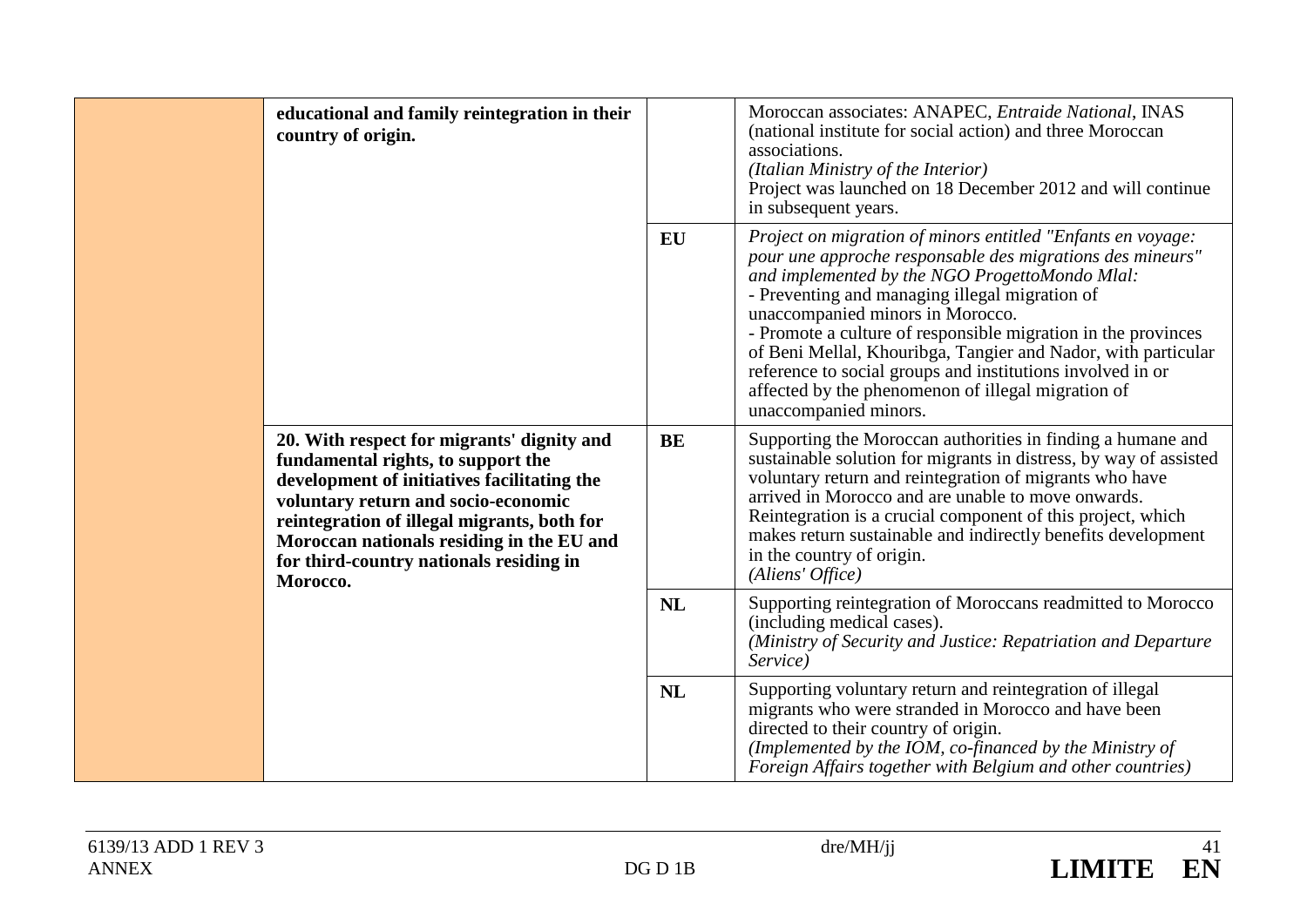| | | | |
|---|---|---|---|
| | **educational and family reintegration in their country of origin.** | | Moroccan associates: ANAPEC, *Entraide National*, INAS (national institute for social action) and three Moroccan associations.<br>*(Italian Ministry of the Interior)*<br>Project was launched on 18 December 2012 and will continue in subsequent years. |
| | | **EU** | *Project on migration of minors entitled "Enfants en voyage: pour une approche responsable des migrations des mineurs" and implemented by the NGO ProgettoMondo Mlal:*<br>- Preventing and managing illegal migration of unaccompanied minors in Morocco.<br>- Promote a culture of responsible migration in the provinces of Beni Mellal, Khouribga, Tangier and Nador, with particular reference to social groups and institutions involved in or affected by the phenomenon of illegal migration of unaccompanied minors. |
| | **20. With respect for migrants' dignity and fundamental rights, to support the development of initiatives facilitating the voluntary return and socio-economic reintegration of illegal migrants, both for Moroccan nationals residing in the EU and for third-country nationals residing in Morocco.** | **BE** | Supporting the Moroccan authorities in finding a humane and sustainable solution for migrants in distress, by way of assisted voluntary return and reintegration of migrants who have arrived in Morocco and are unable to move onwards. Reintegration is a crucial component of this project, which makes return sustainable and indirectly benefits development in the country of origin.<br>*(Aliens' Office)* |
| | | **NL** | Supporting reintegration of Moroccans readmitted to Morocco (including medical cases).<br>*(Ministry of Security and Justice: Repatriation and Departure Service)* |
| | | **NL** | Supporting voluntary return and reintegration of illegal migrants who were stranded in Morocco and have been directed to their country of origin.<br>*(Implemented by the IOM, co-financed by the Ministry of Foreign Affairs together with Belgium and other countries)* |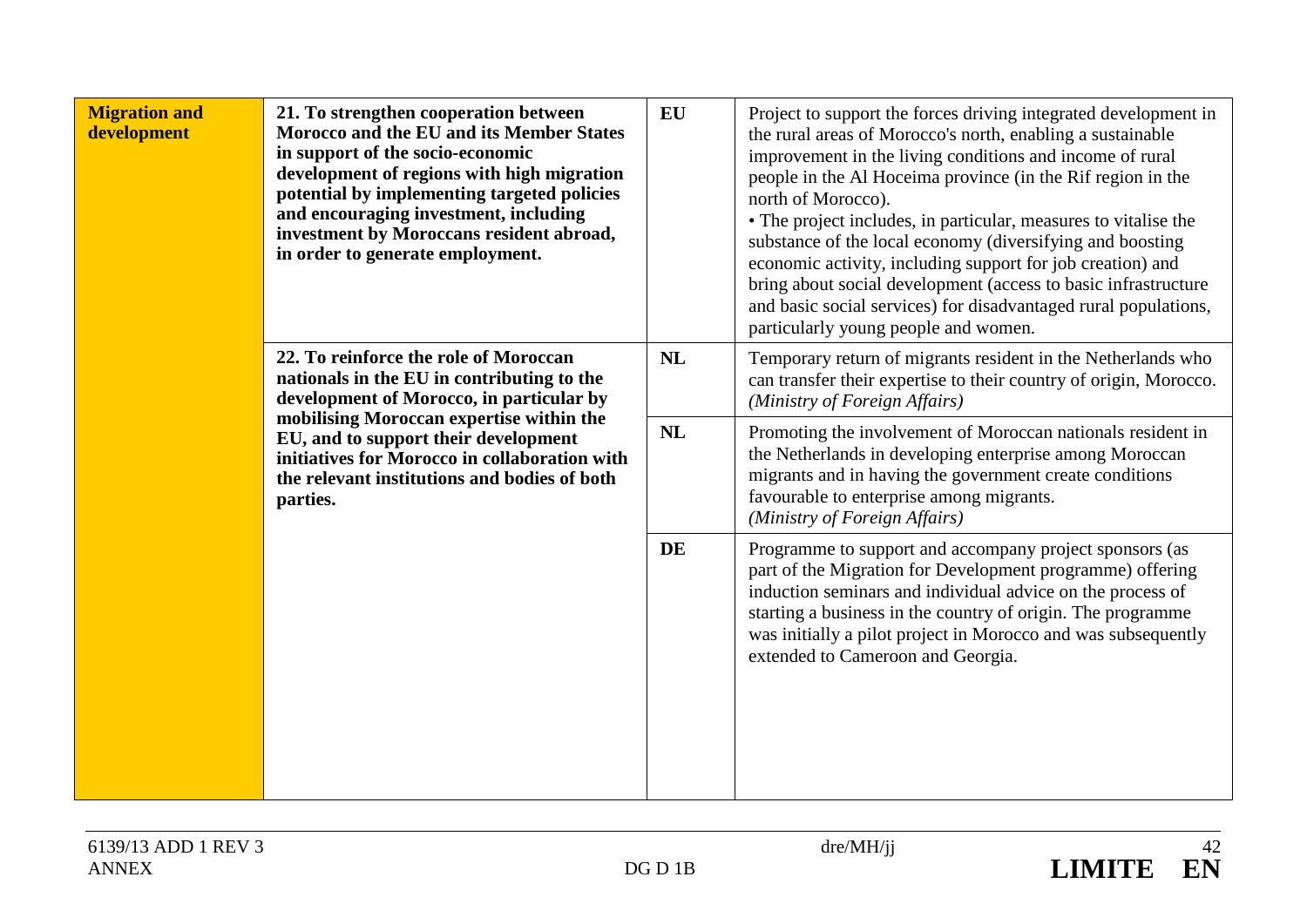| | | | |
|---|---|---|---|
| **Migration and development** | **21. To strengthen cooperation between Morocco and the EU and its Member States in support of the socio-economic development of regions with high migration potential by implementing targeted policies and encouraging investment, including investment by Moroccans resident abroad, in order to generate employment.** | **EU** | Project to support the forces driving integrated development in the rural areas of Morocco's north, enabling a sustainable improvement in the living conditions and income of rural people in the Al Hoceima province (in the Rif region in the north of Morocco).<br>• The project includes, in particular, measures to vitalise the substance of the local economy (diversifying and boosting economic activity, including support for job creation) and bring about social development (access to basic infrastructure and basic social services) for disadvantaged rural populations, particularly young people and women. |
| | **22. To reinforce the role of Moroccan nationals in the EU in contributing to the development of Morocco, in particular by mobilising Moroccan expertise within the EU, and to support their development initiatives for Morocco in collaboration with the relevant institutions and bodies of both parties.** | **NL** | Temporary return of migrants resident in the Netherlands who can transfer their expertise to their country of origin, Morocco. *(Ministry of Foreign Affairs)* |
| | | **NL** | Promoting the involvement of Moroccan nationals resident in the Netherlands in developing enterprise among Moroccan migrants and in having the government create conditions favourable to enterprise among migrants. *(Ministry of Foreign Affairs)* |
| | | **DE** | Programme to support and accompany project sponsors (as part of the Migration for Development programme) offering induction seminars and individual advice on the process of starting a business in the country of origin. The programme was initially a pilot project in Morocco and was subsequently extended to Cameroon and Georgia. |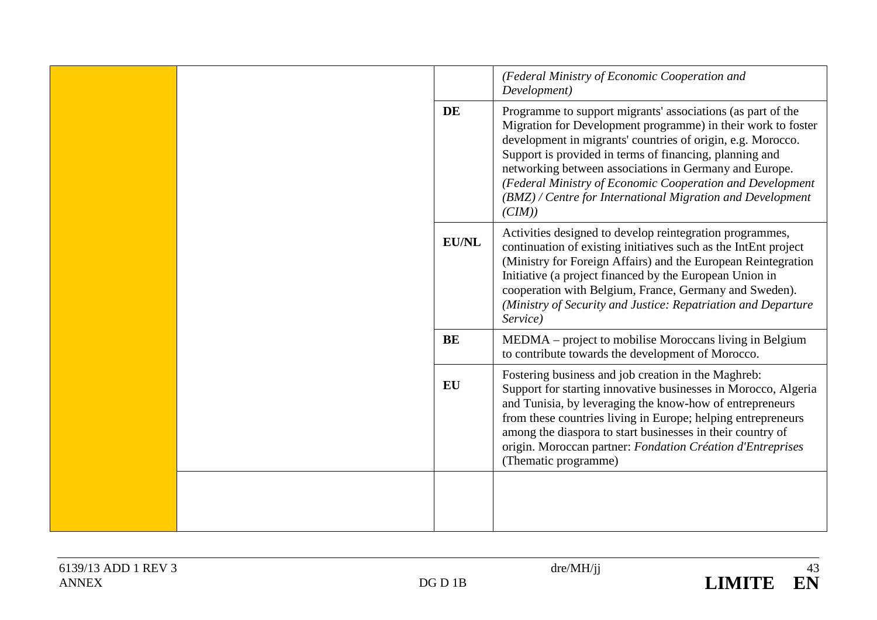| | | | |
|---|---|---|---|
| | | | *(Federal Ministry of Economic Cooperation and Development)* |
| | | **DE** | Programme to support migrants' associations (as part of the Migration for Development programme) in their work to foster development in migrants' countries of origin, e.g. Morocco. Support is provided in terms of financing, planning and networking between associations in Germany and Europe. *(Federal Ministry of Economic Cooperation and Development (BMZ) / Centre for International Migration and Development (CIM))* |
| | | **EU/NL** | Activities designed to develop reintegration programmes, continuation of existing initiatives such as the IntEnt project (Ministry for Foreign Affairs) and the European Reintegration Initiative (a project financed by the European Union in cooperation with Belgium, France, Germany and Sweden). *(Ministry of Security and Justice: Repatriation and Departure Service)* |
| | | **BE** | MEDMA – project to mobilise Moroccans living in Belgium to contribute towards the development of Morocco. |
| | | **EU** | Fostering business and job creation in the Maghreb: Support for starting innovative businesses in Morocco, Algeria and Tunisia, by leveraging the know-how of entrepreneurs from these countries living in Europe; helping entrepreneurs among the diaspora to start businesses in their country of origin. Moroccan partner: *Fondation Création d'Entreprises* (Thematic programme) |
| | | | |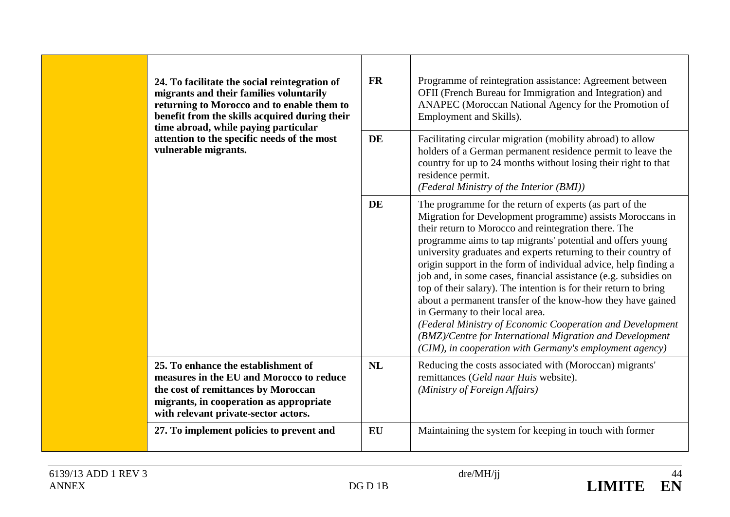| | | | |
|---|---|---|---|
| | **24. To facilitate the social reintegration of migrants and their families voluntarily returning to Morocco and to enable them to benefit from the skills acquired during their time abroad, while paying particular attention to the specific needs of the most vulnerable migrants.** | **FR** | Programme of reintegration assistance: Agreement between OFII (French Bureau for Immigration and Integration) and ANAPEC (Moroccan National Agency for the Promotion of Employment and Skills). |
| | | **DE** | Facilitating circular migration (mobility abroad) to allow holders of a German permanent residence permit to leave the country for up to 24 months without losing their right to that residence permit. *(Federal Ministry of the Interior (BMI))* |
| | | **DE** | The programme for the return of experts (as part of the Migration for Development programme) assists Moroccans in their return to Morocco and reintegration there. The programme aims to tap migrants' potential and offers young university graduates and experts returning to their country of origin support in the form of individual advice, help finding a job and, in some cases, financial assistance (e.g. subsidies on top of their salary). The intention is for their return to bring about a permanent transfer of the know-how they have gained in Germany to their local area. *(Federal Ministry of Economic Cooperation and Development (BMZ)/Centre for International Migration and Development (CIM), in cooperation with Germany's employment agency)* |
| | **25. To enhance the establishment of measures in the EU and Morocco to reduce the cost of remittances by Moroccan migrants, in cooperation as appropriate with relevant private-sector actors.** | **NL** | Reducing the costs associated with (Moroccan) migrants' remittances (*Geld naar Huis* website). *(Ministry of Foreign Affairs)* |
| | **27. To implement policies to prevent and** | **EU** | Maintaining the system for keeping in touch with former |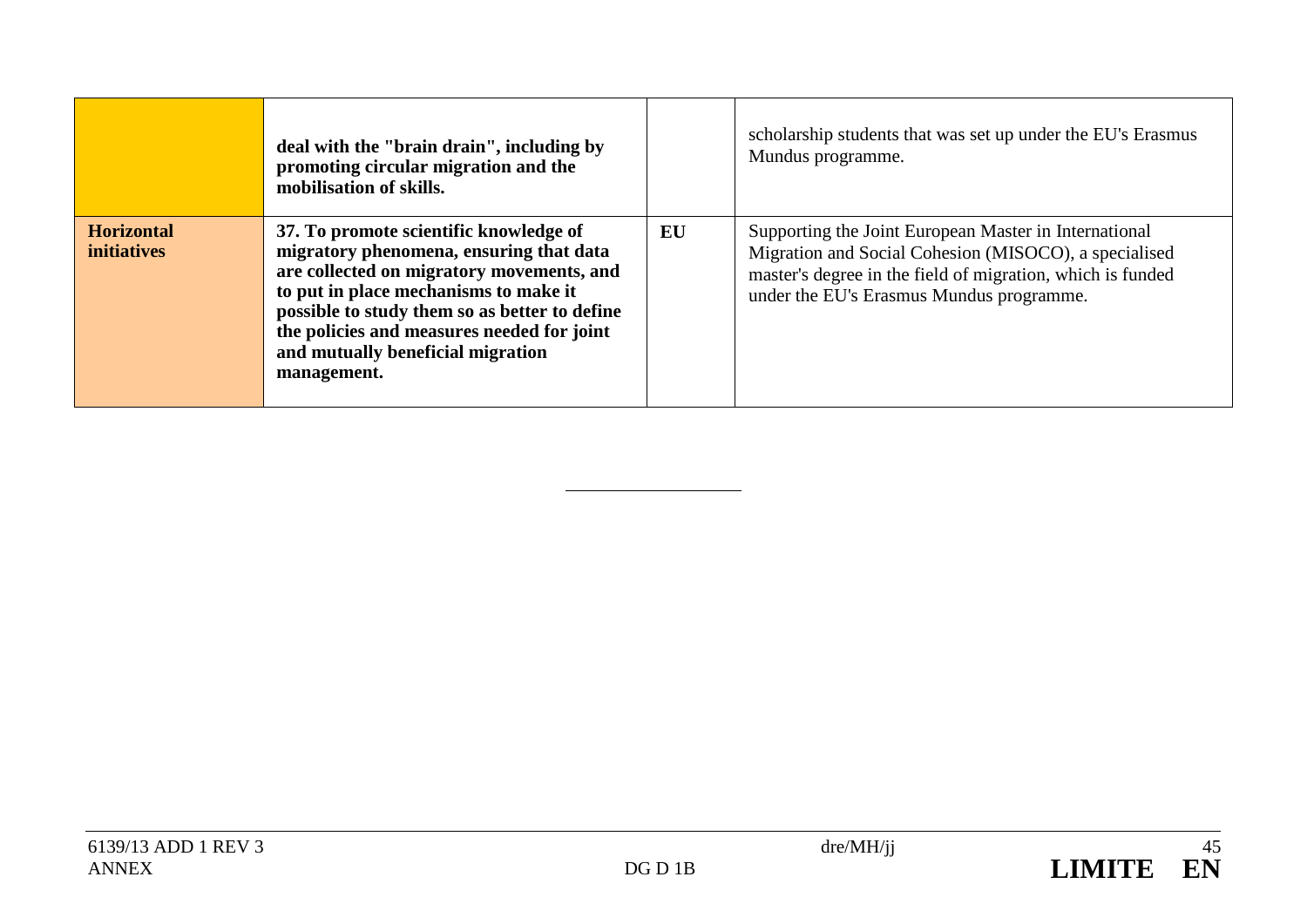| | | | |
|---|---|---|---|
| | **deal with the "brain drain", including by promoting circular migration and the mobilisation of skills.** | | scholarship students that was set up under the EU's Erasmus Mundus programme. |
| **Horizontal initiatives** | **37. To promote scientific knowledge of migratory phenomena, ensuring that data are collected on migratory movements, and to put in place mechanisms to make it possible to study them so as better to define the policies and measures needed for joint and mutually beneficial migration management.** | **EU** | Supporting the Joint European Master in International Migration and Social Cohesion (MISOCO), a specialised master's degree in the field of migration, which is funded under the EU's Erasmus Mundus programme. |